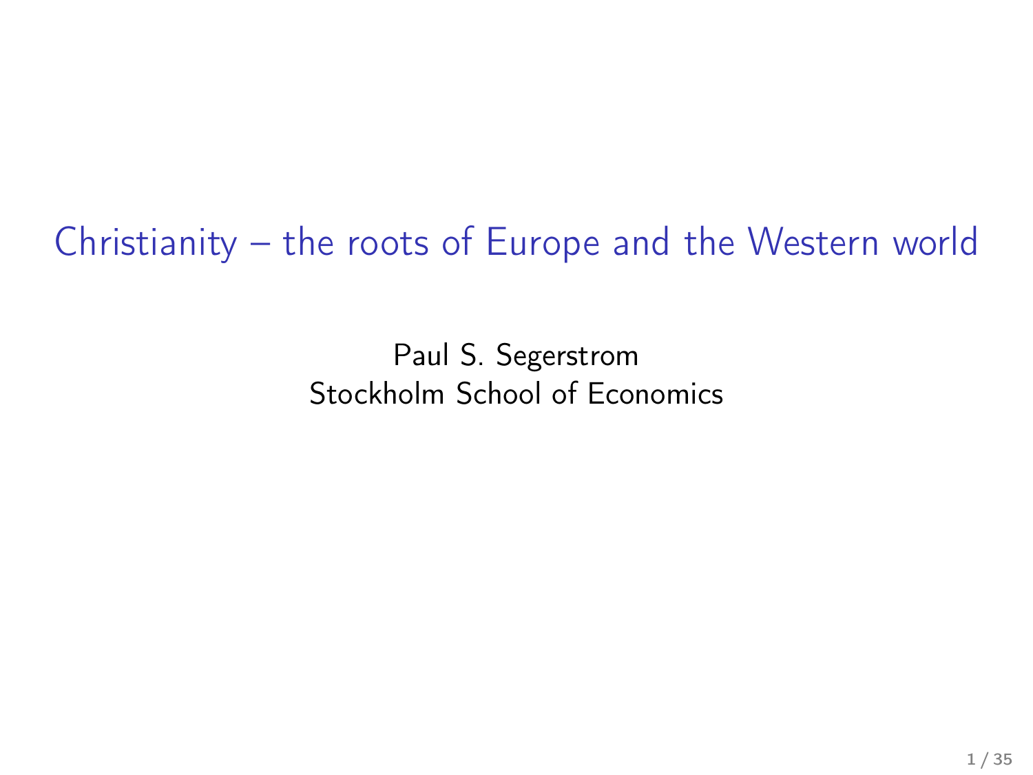# Christianity – the roots of Europe and the Western world

Paul S. Segerstrom
Stockholm School of Economics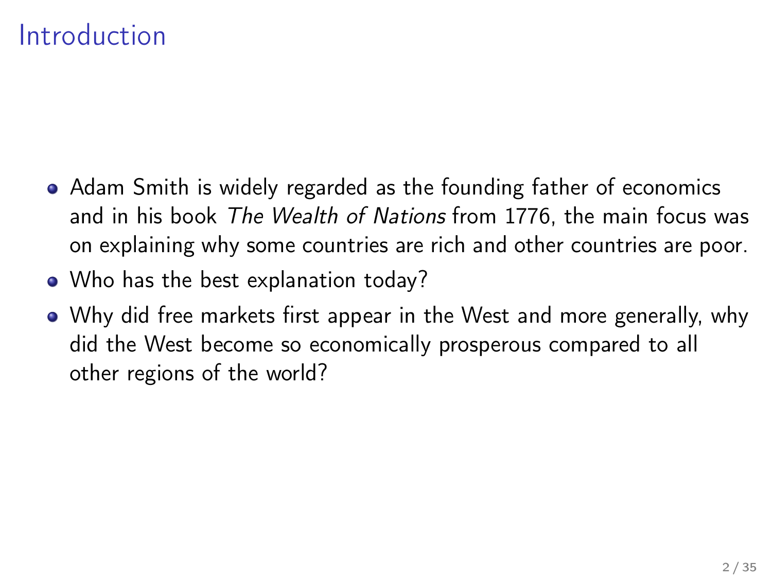# Introduction

- Adam Smith is widely regarded as the founding father of economics and in his book *The Wealth of Nations* from 1776, the main focus was on explaining why some countries are rich and other countries are poor.
- Who has the best explanation today?
- Why did free markets first appear in the West and more generally, why did the West become so economically prosperous compared to all other regions of the world?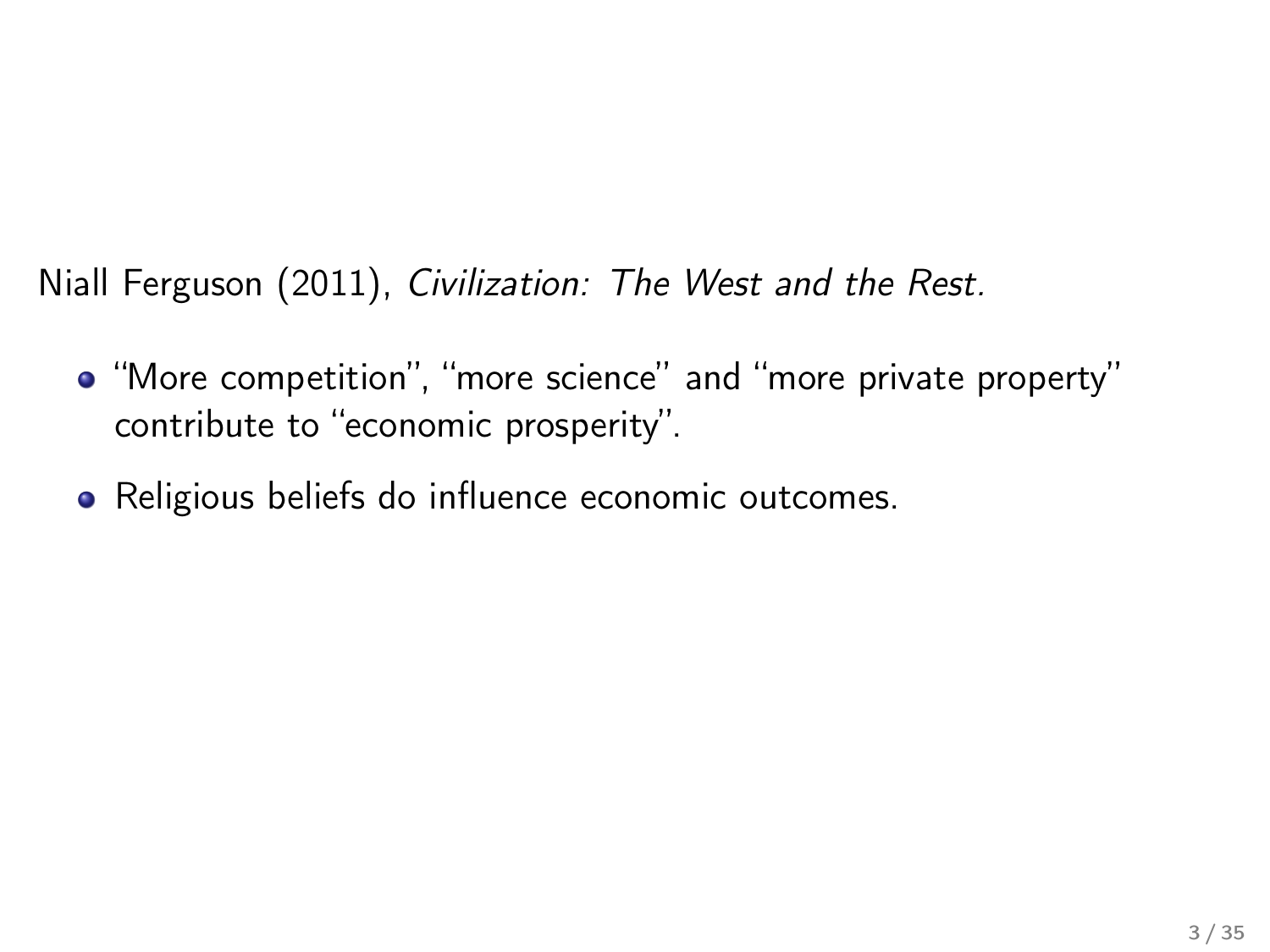Niall Ferguson (2011), *Civilization: The West and the Rest.*

- "More competition", "more science" and "more private property" contribute to "economic prosperity".
- Religious beliefs do influence economic outcomes.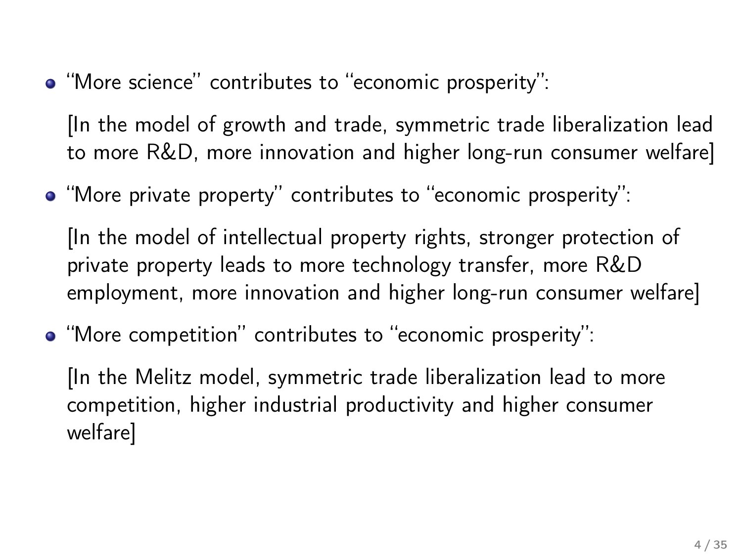- "More science" contributes to "economic prosperity":

  [In the model of growth and trade, symmetric trade liberalization lead to more R&D, more innovation and higher long-run consumer welfare]

- "More private property" contributes to "economic prosperity":

  [In the model of intellectual property rights, stronger protection of private property leads to more technology transfer, more R&D employment, more innovation and higher long-run consumer welfare]

- "More competition" contributes to "economic prosperity":

  [In the Melitz model, symmetric trade liberalization lead to more competition, higher industrial productivity and higher consumer welfare]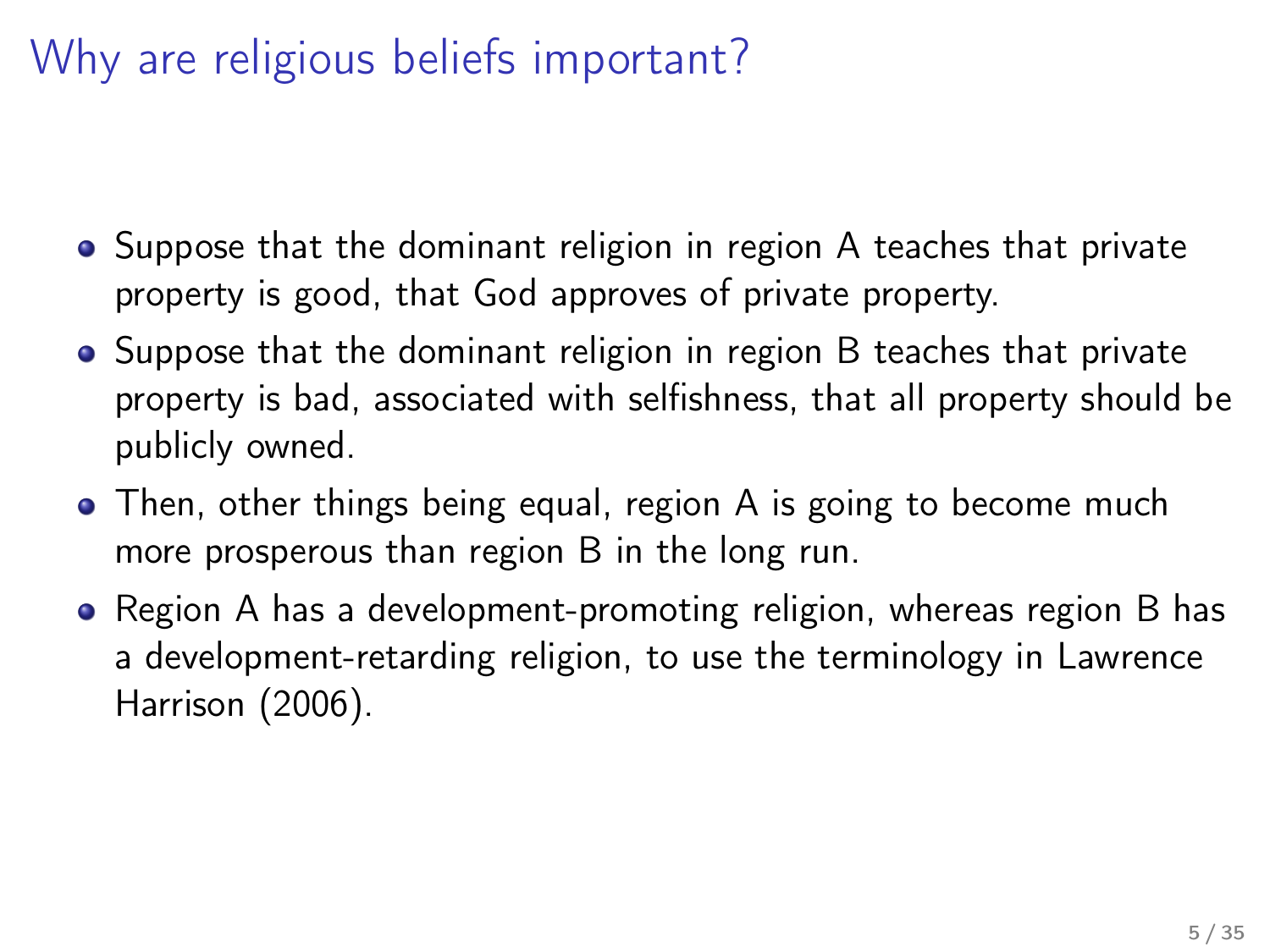# Why are religious beliefs important?

- Suppose that the dominant religion in region A teaches that private property is good, that God approves of private property.
- Suppose that the dominant religion in region B teaches that private property is bad, associated with selfishness, that all property should be publicly owned.
- Then, other things being equal, region A is going to become much more prosperous than region B in the long run.
- Region A has a development-promoting religion, whereas region B has a development-retarding religion, to use the terminology in Lawrence Harrison (2006).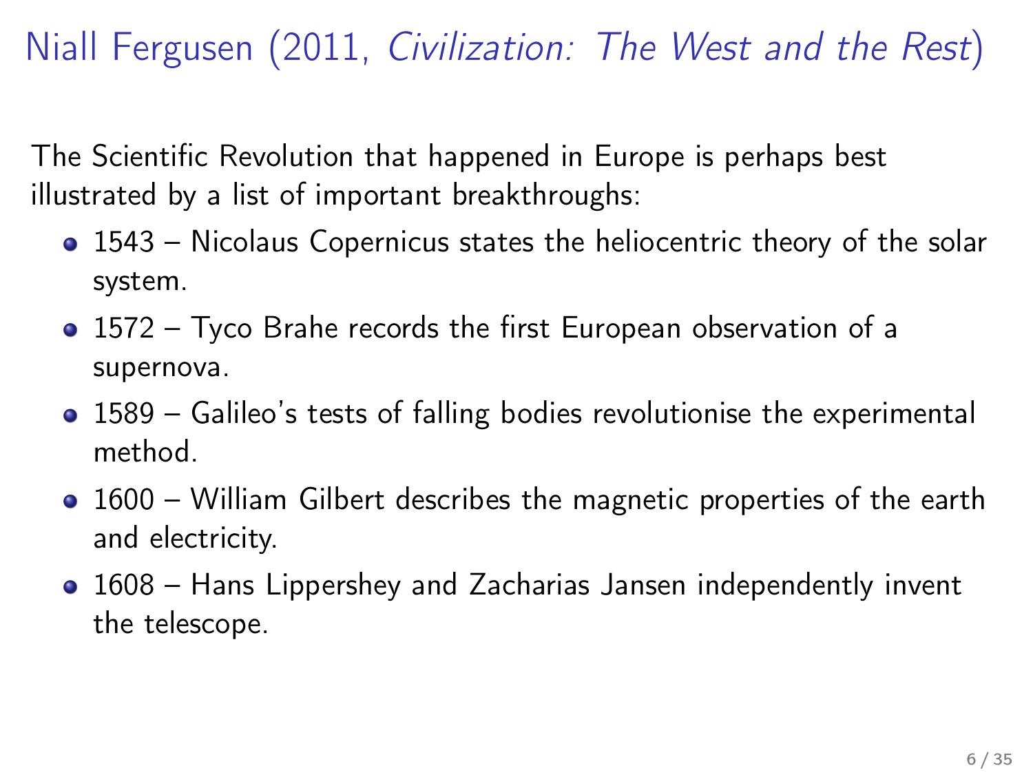# Niall Fergusen (2011, *Civilization: The West and the Rest*)

The Scientific Revolution that happened in Europe is perhaps best illustrated by a list of important breakthroughs:

- 1543 – Nicolaus Copernicus states the heliocentric theory of the solar system.
- 1572 – Tyco Brahe records the first European observation of a supernova.
- 1589 – Galileo's tests of falling bodies revolutionise the experimental method.
- 1600 – William Gilbert describes the magnetic properties of the earth and electricity.
- 1608 – Hans Lippershey and Zacharias Jansen independently invent the telescope.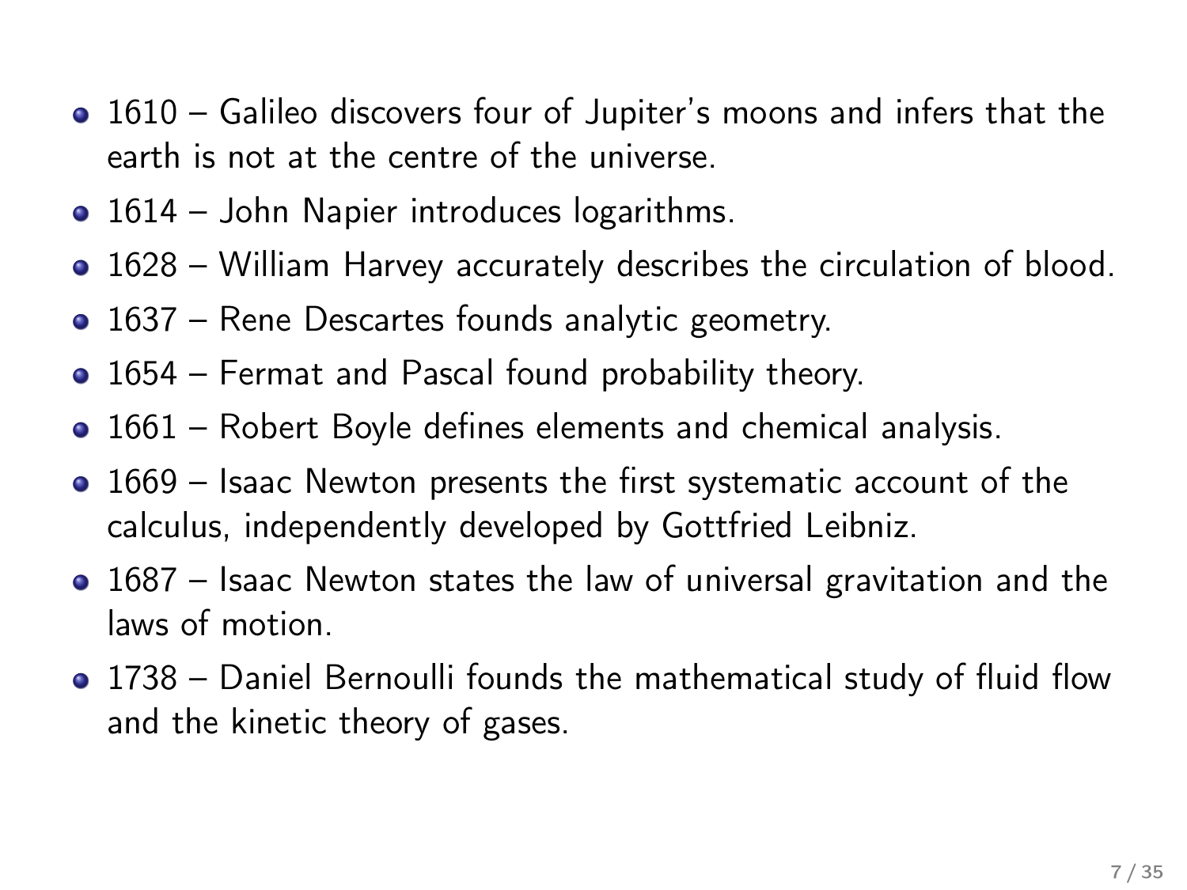- 1610 – Galileo discovers four of Jupiter's moons and infers that the earth is not at the centre of the universe.
- 1614 – John Napier introduces logarithms.
- 1628 – William Harvey accurately describes the circulation of blood.
- 1637 – Rene Descartes founds analytic geometry.
- 1654 – Fermat and Pascal found probability theory.
- 1661 – Robert Boyle defines elements and chemical analysis.
- 1669 – Isaac Newton presents the first systematic account of the calculus, independently developed by Gottfried Leibniz.
- 1687 – Isaac Newton states the law of universal gravitation and the laws of motion.
- 1738 – Daniel Bernoulli founds the mathematical study of fluid flow and the kinetic theory of gases.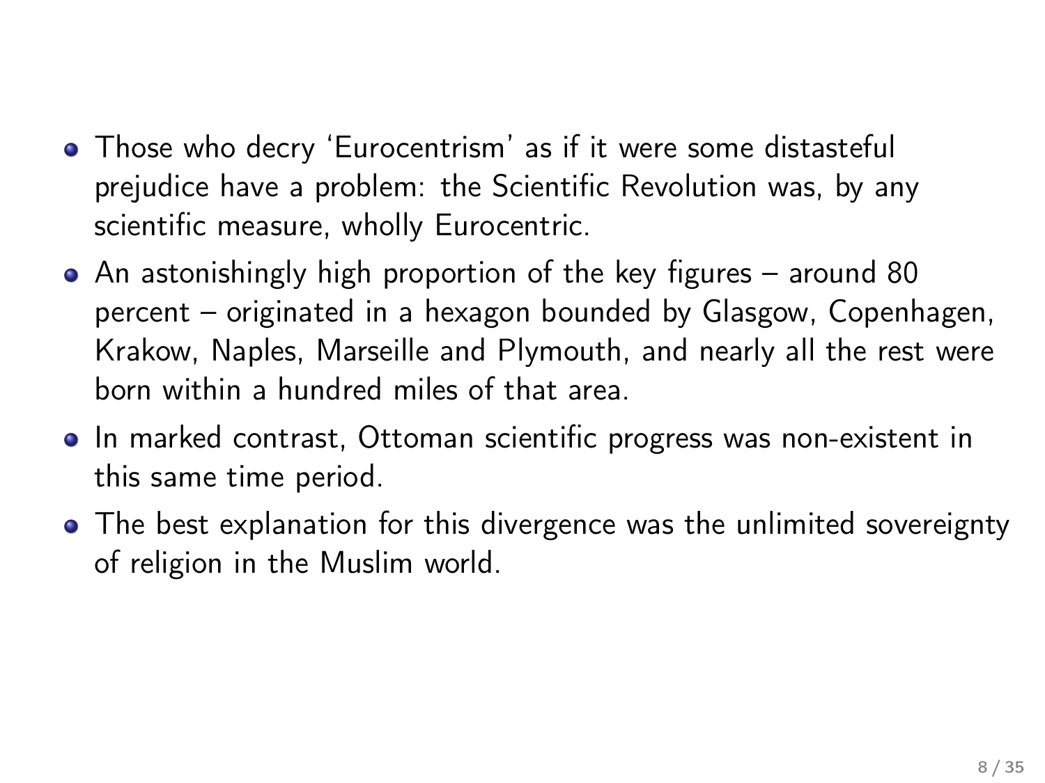- Those who decry ‘Eurocentrism’ as if it were some distasteful prejudice have a problem: the Scientific Revolution was, by any scientific measure, wholly Eurocentric.
- An astonishingly high proportion of the key figures – around 80 percent – originated in a hexagon bounded by Glasgow, Copenhagen, Krakow, Naples, Marseille and Plymouth, and nearly all the rest were born within a hundred miles of that area.
- In marked contrast, Ottoman scientific progress was non-existent in this same time period.
- The best explanation for this divergence was the unlimited sovereignty of religion in the Muslim world.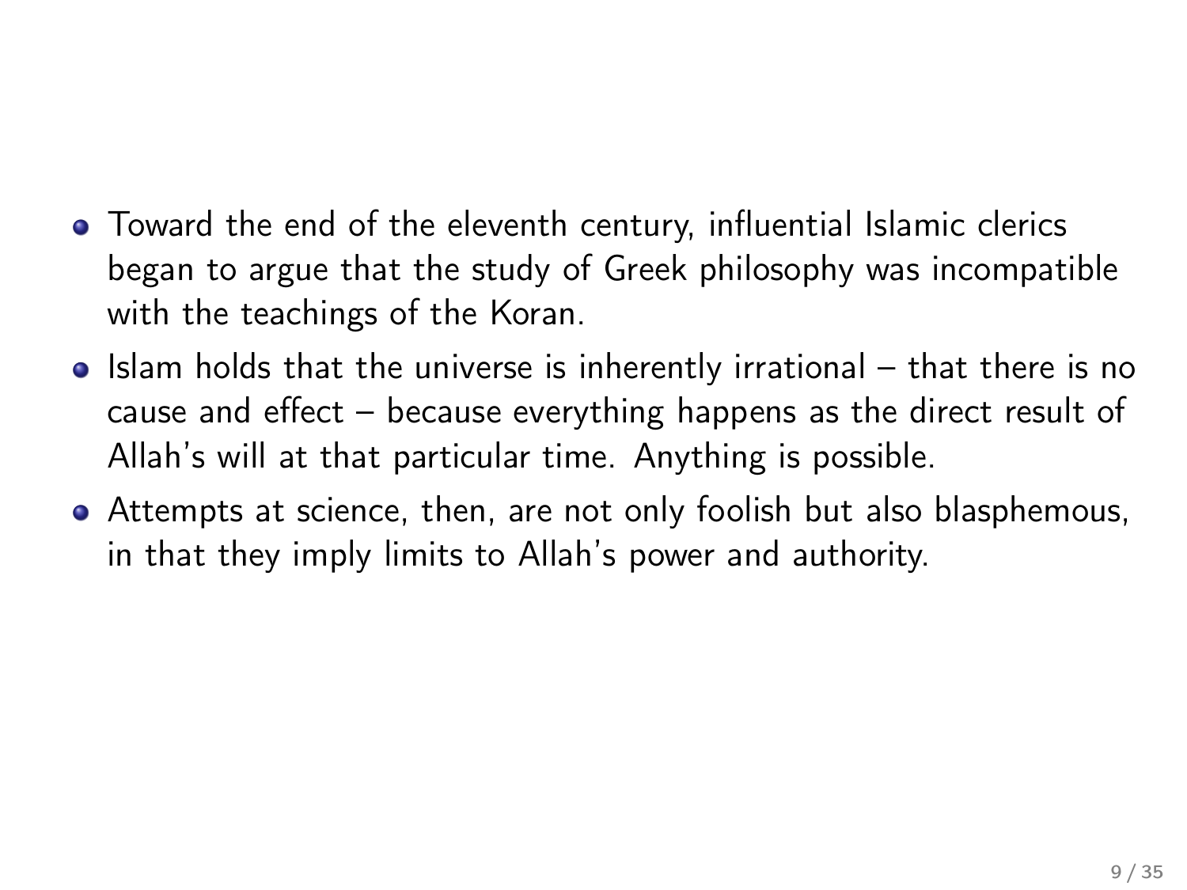- Toward the end of the eleventh century, influential Islamic clerics began to argue that the study of Greek philosophy was incompatible with the teachings of the Koran.
- Islam holds that the universe is inherently irrational – that there is no cause and effect – because everything happens as the direct result of Allah's will at that particular time. Anything is possible.
- Attempts at science, then, are not only foolish but also blasphemous, in that they imply limits to Allah's power and authority.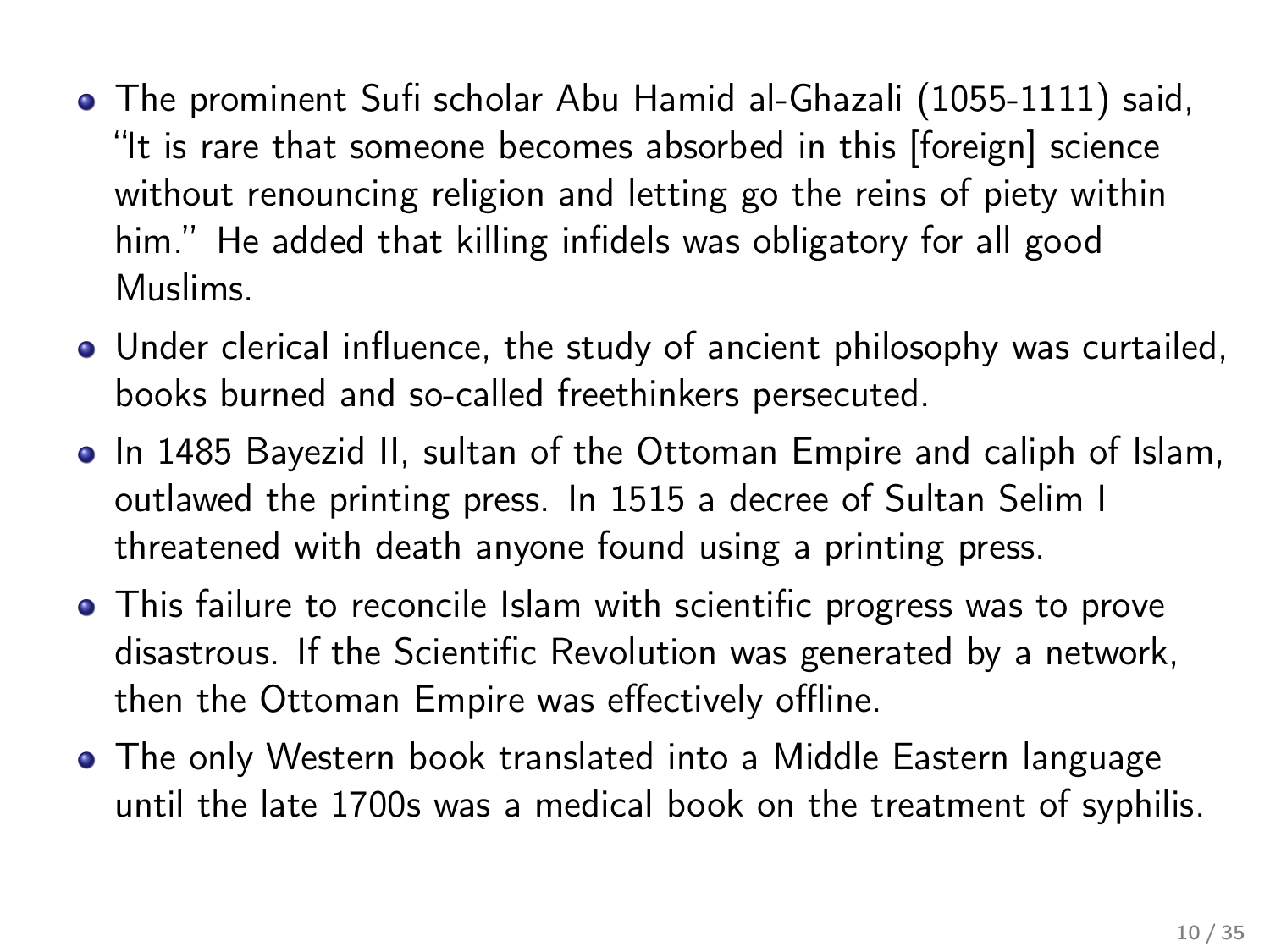- The prominent Sufi scholar Abu Hamid al-Ghazali (1055-1111) said, "It is rare that someone becomes absorbed in this [foreign] science without renouncing religion and letting go the reins of piety within him." He added that killing infidels was obligatory for all good Muslims.
- Under clerical influence, the study of ancient philosophy was curtailed, books burned and so-called freethinkers persecuted.
- In 1485 Bayezid II, sultan of the Ottoman Empire and caliph of Islam, outlawed the printing press. In 1515 a decree of Sultan Selim I threatened with death anyone found using a printing press.
- This failure to reconcile Islam with scientific progress was to prove disastrous. If the Scientific Revolution was generated by a network, then the Ottoman Empire was effectively offline.
- The only Western book translated into a Middle Eastern language until the late 1700s was a medical book on the treatment of syphilis.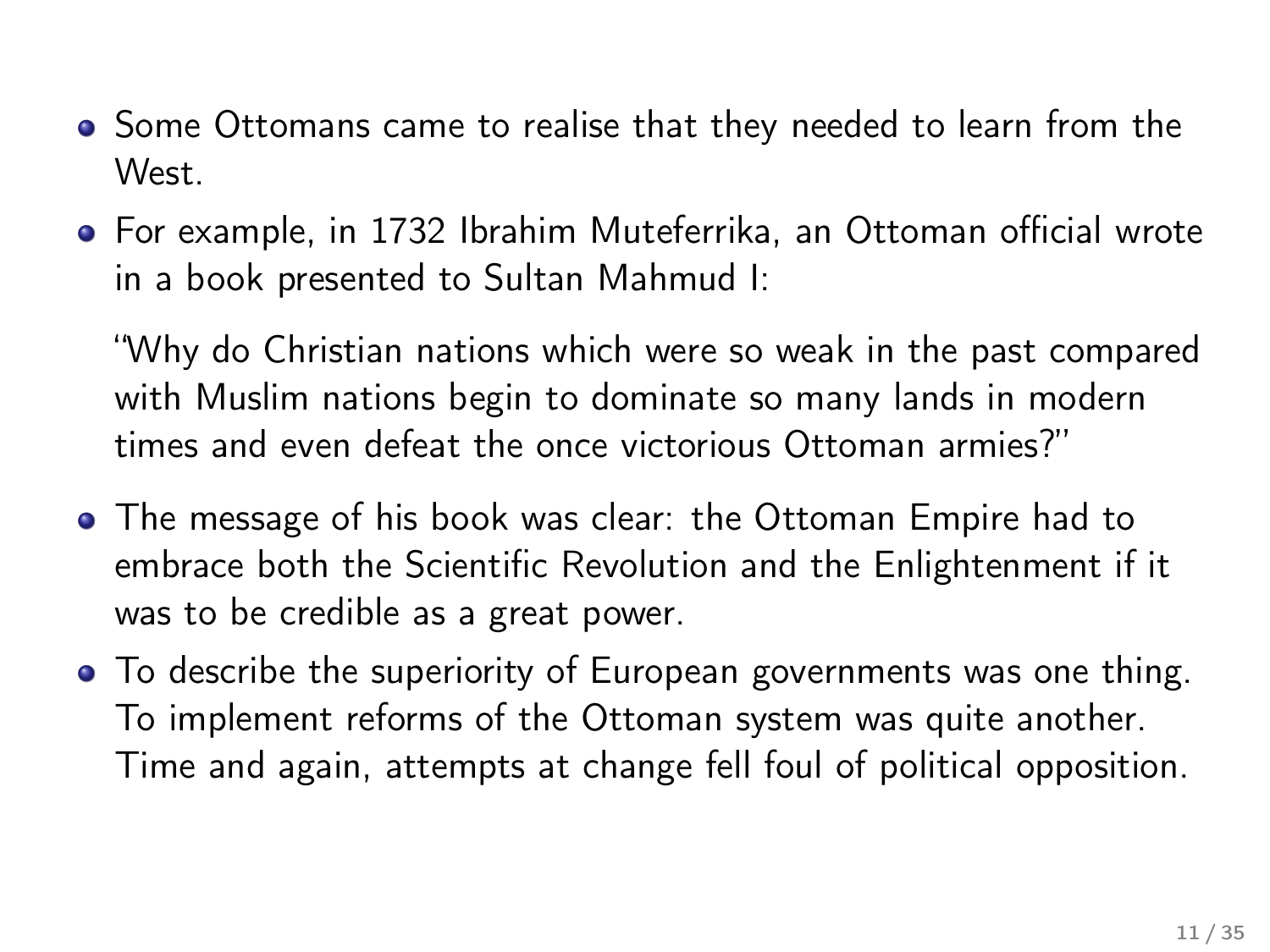- Some Ottomans came to realise that they needed to learn from the West.
- For example, in 1732 Ibrahim Muteferrika, an Ottoman official wrote in a book presented to Sultan Mahmud I:

  "Why do Christian nations which were so weak in the past compared with Muslim nations begin to dominate so many lands in modern times and even defeat the once victorious Ottoman armies?"

- The message of his book was clear: the Ottoman Empire had to embrace both the Scientific Revolution and the Enlightenment if it was to be credible as a great power.
- To describe the superiority of European governments was one thing. To implement reforms of the Ottoman system was quite another. Time and again, attempts at change fell foul of political opposition.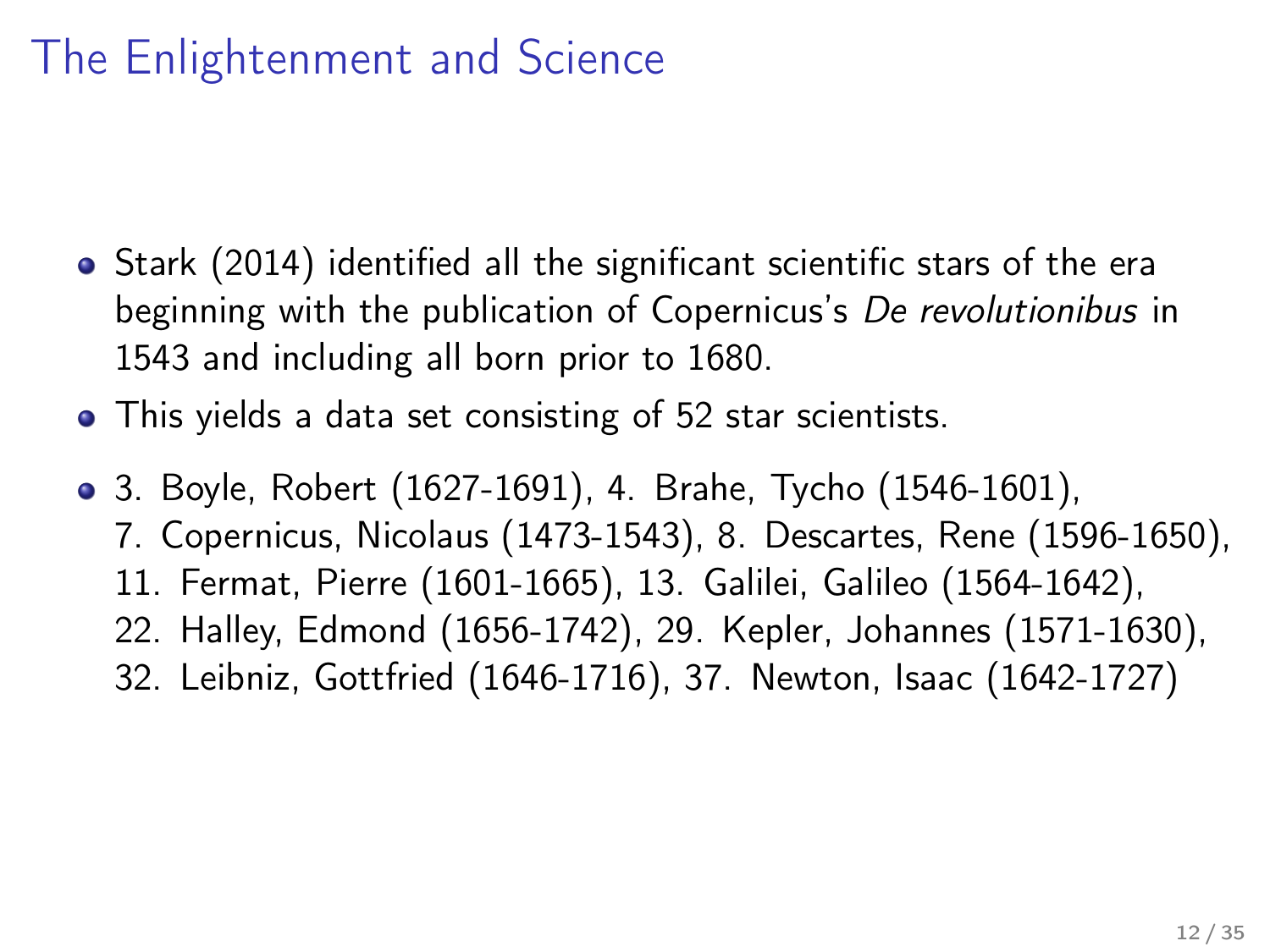# The Enlightenment and Science

- Stark (2014) identified all the significant scientific stars of the era beginning with the publication of Copernicus's *De revolutionibus* in 1543 and including all born prior to 1680.
- This yields a data set consisting of 52 star scientists.
- 3. Boyle, Robert (1627-1691), 4. Brahe, Tycho (1546-1601), 7. Copernicus, Nicolaus (1473-1543), 8. Descartes, Rene (1596-1650), 11. Fermat, Pierre (1601-1665), 13. Galilei, Galileo (1564-1642), 22. Halley, Edmond (1656-1742), 29. Kepler, Johannes (1571-1630), 32. Leibniz, Gottfried (1646-1716), 37. Newton, Isaac (1642-1727)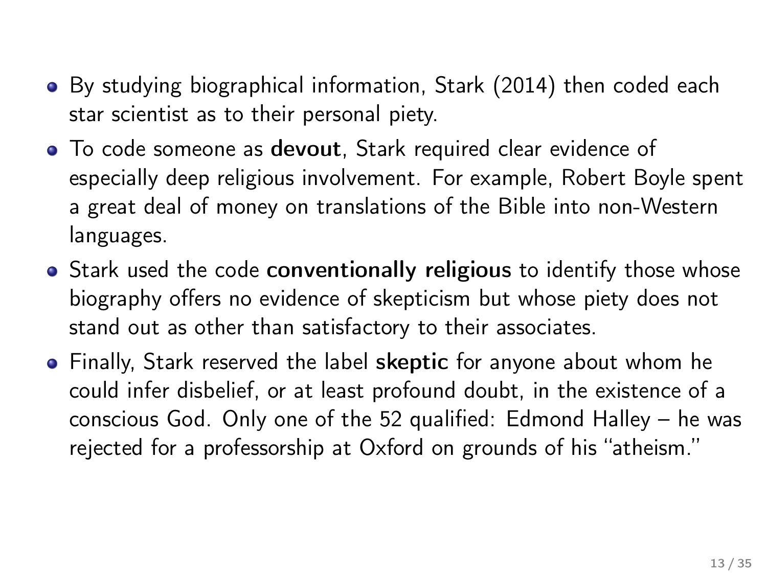- By studying biographical information, Stark (2014) then coded each star scientist as to their personal piety.
- To code someone as **devout**, Stark required clear evidence of especially deep religious involvement. For example, Robert Boyle spent a great deal of money on translations of the Bible into non-Western languages.
- Stark used the code **conventionally religious** to identify those whose biography offers no evidence of skepticism but whose piety does not stand out as other than satisfactory to their associates.
- Finally, Stark reserved the label **skeptic** for anyone about whom he could infer disbelief, or at least profound doubt, in the existence of a conscious God. Only one of the 52 qualified: Edmond Halley – he was rejected for a professorship at Oxford on grounds of his "atheism."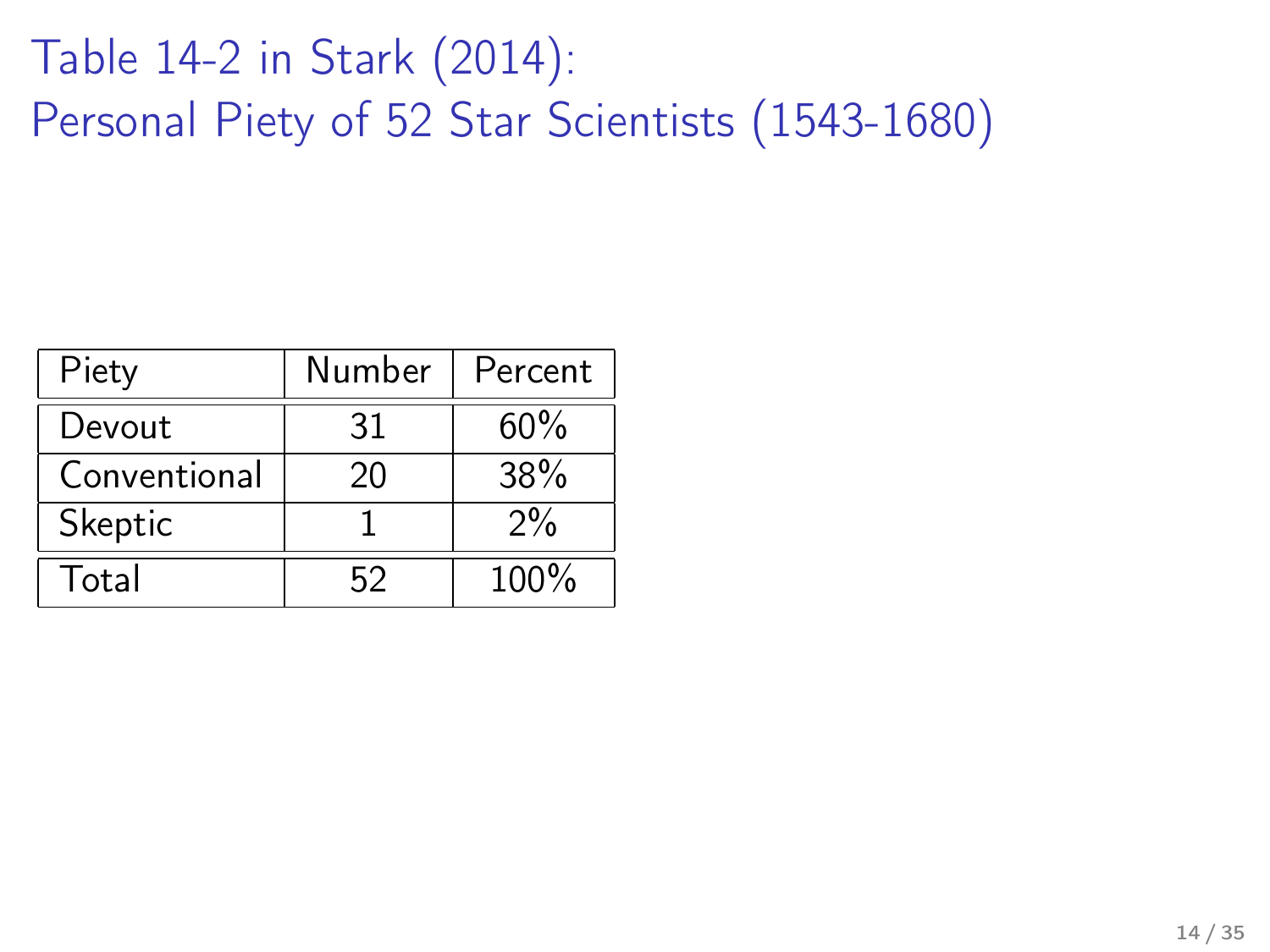# Table 14-2 in Stark (2014): Personal Piety of 52 Star Scientists (1543-1680)

| Piety | Number | Percent |
|---|---|---|
| Devout | 31 | 60% |
| Conventional | 20 | 38% |
| Skeptic | 1 | 2% |
| Total | 52 | 100% |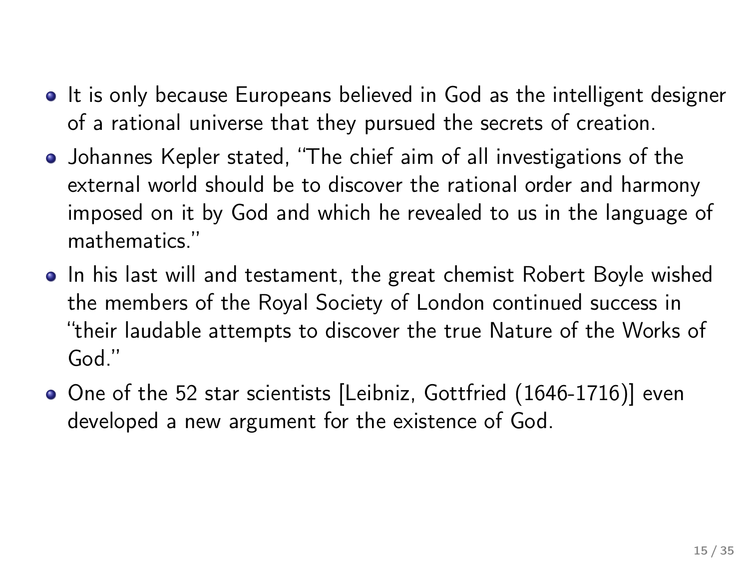- It is only because Europeans believed in God as the intelligent designer of a rational universe that they pursued the secrets of creation.
- Johannes Kepler stated, "The chief aim of all investigations of the external world should be to discover the rational order and harmony imposed on it by God and which he revealed to us in the language of mathematics."
- In his last will and testament, the great chemist Robert Boyle wished the members of the Royal Society of London continued success in "their laudable attempts to discover the true Nature of the Works of God."
- One of the 52 star scientists [Leibniz, Gottfried (1646-1716)] even developed a new argument for the existence of God.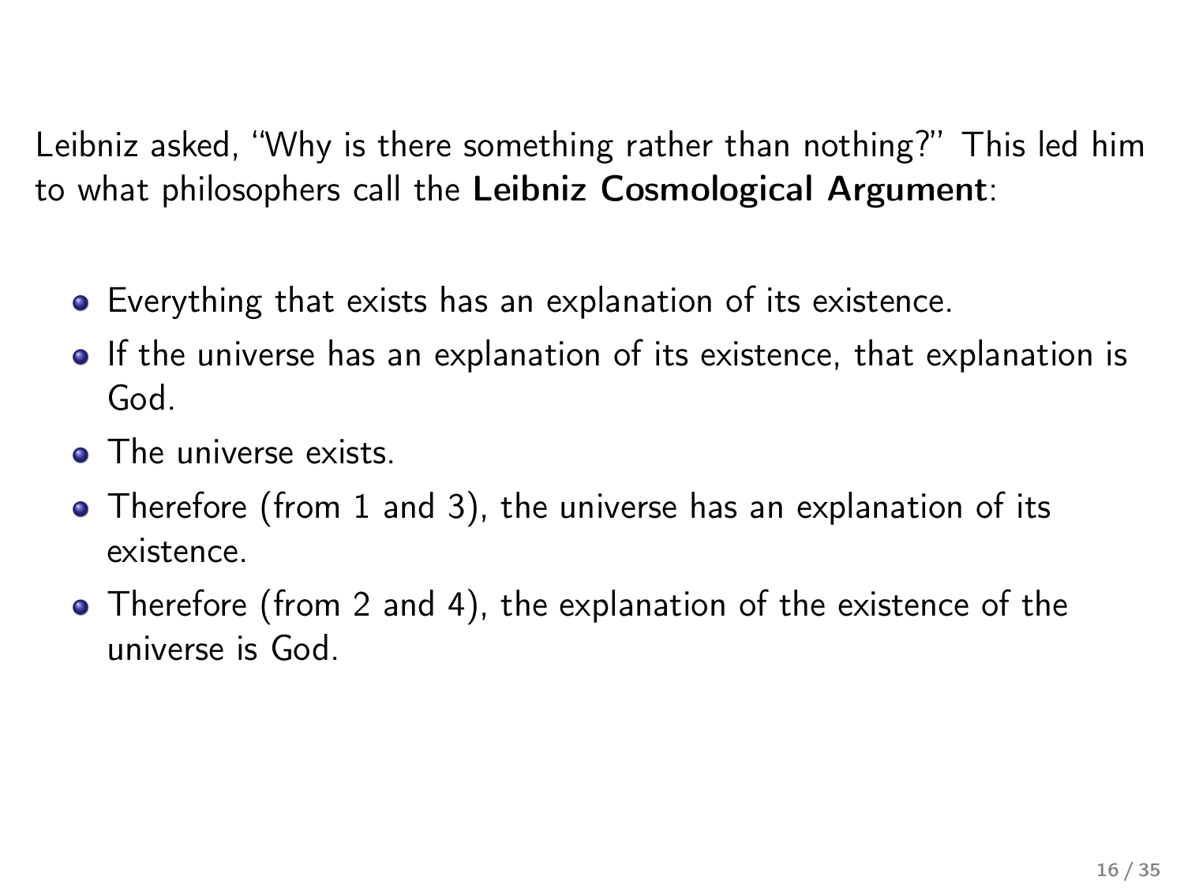Leibniz asked, "Why is there something rather than nothing?" This led him to what philosophers call the **Leibniz Cosmological Argument**:

- Everything that exists has an explanation of its existence.
- If the universe has an explanation of its existence, that explanation is God.
- The universe exists.
- Therefore (from 1 and 3), the universe has an explanation of its existence.
- Therefore (from 2 and 4), the explanation of the existence of the universe is God.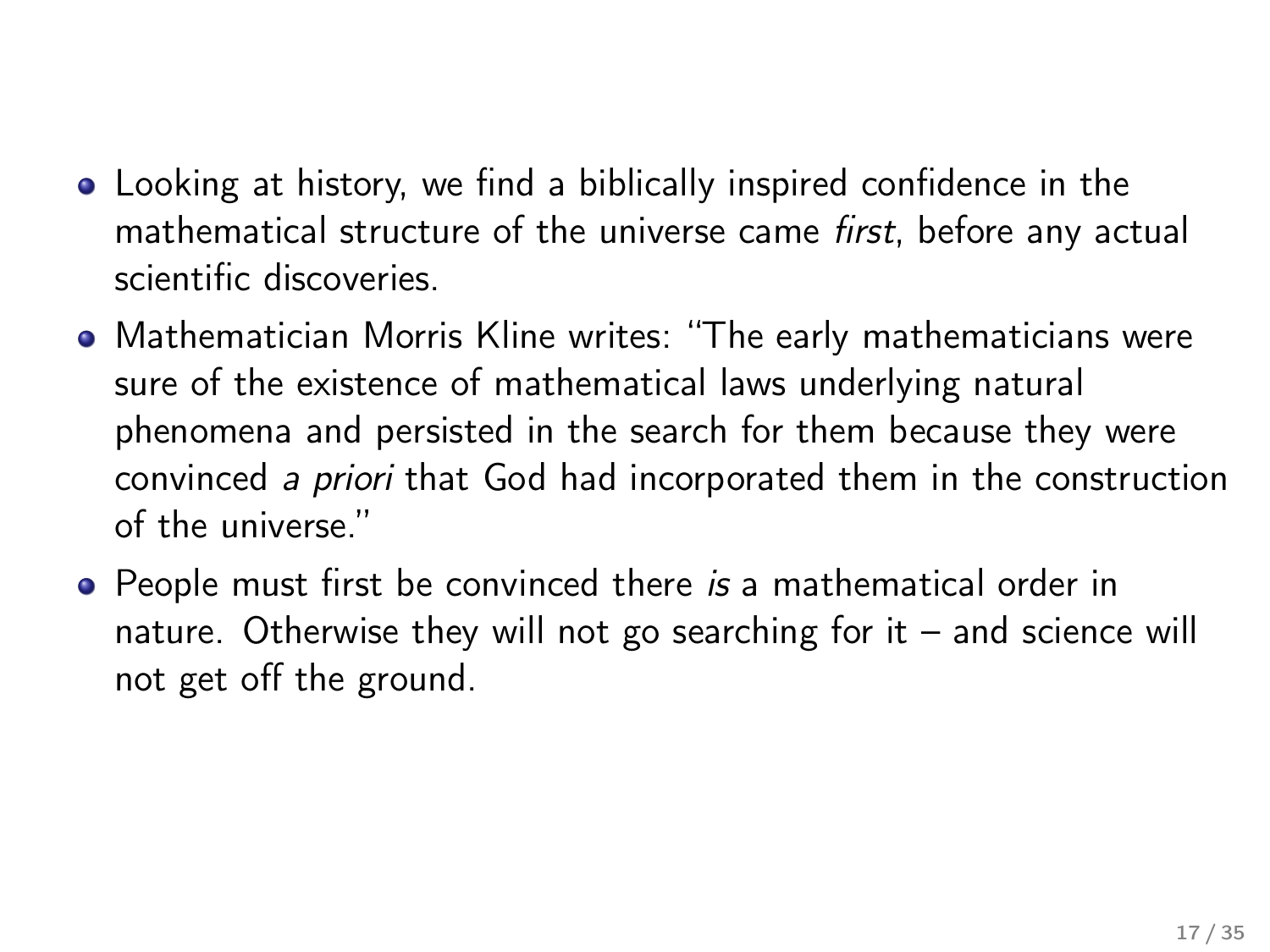- Looking at history, we find a biblically inspired confidence in the mathematical structure of the universe came *first*, before any actual scientific discoveries.
- Mathematician Morris Kline writes: "The early mathematicians were sure of the existence of mathematical laws underlying natural phenomena and persisted in the search for them because they were convinced *a priori* that God had incorporated them in the construction of the universe."
- People must first be convinced there *is* a mathematical order in nature. Otherwise they will not go searching for it – and science will not get off the ground.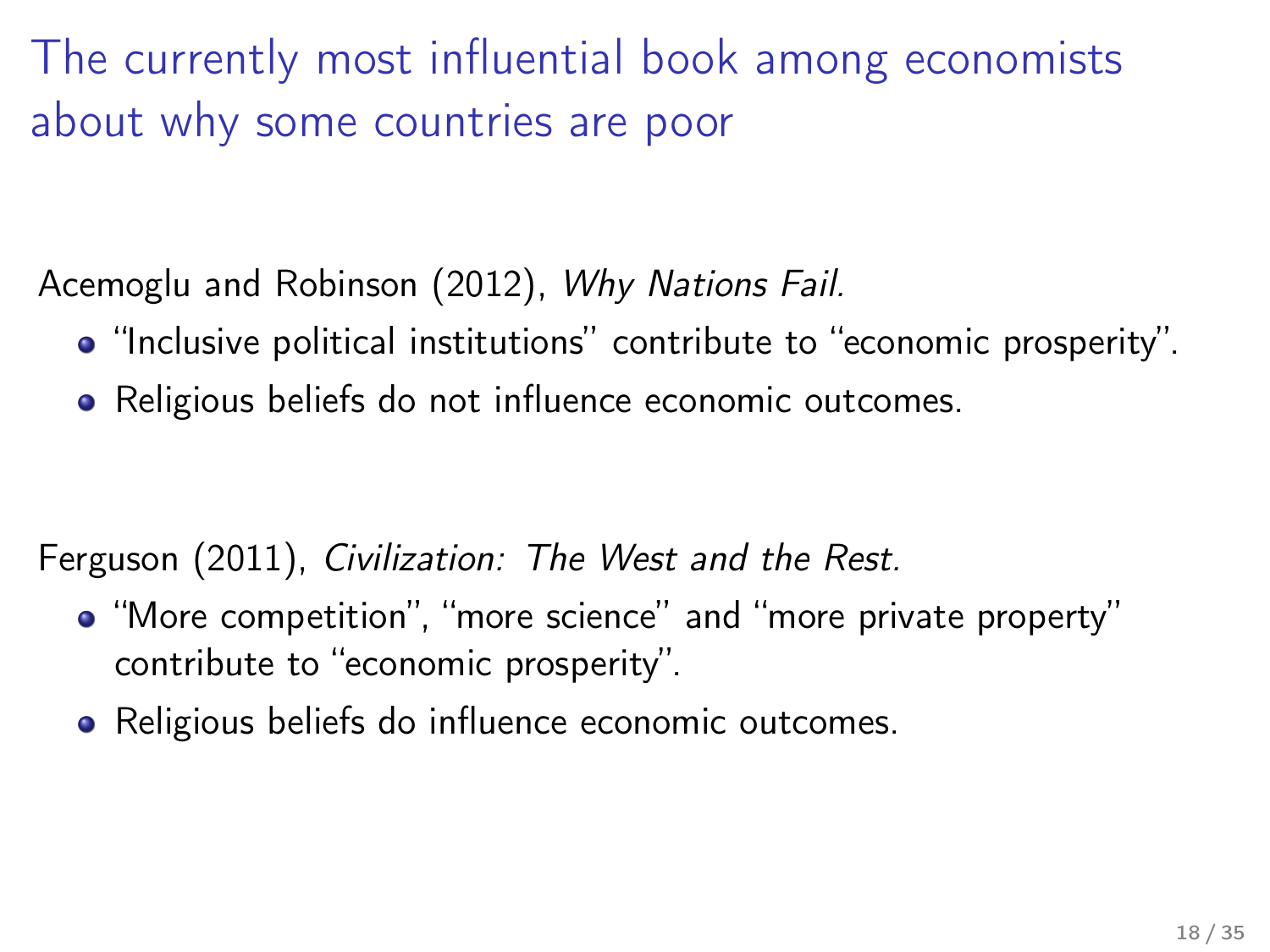# The currently most influential book among economists about why some countries are poor

Acemoglu and Robinson (2012), *Why Nations Fail.*

- "Inclusive political institutions" contribute to "economic prosperity".
- Religious beliefs do not influence economic outcomes.

Ferguson (2011), *Civilization: The West and the Rest.*

- "More competition", "more science" and "more private property" contribute to "economic prosperity".
- Religious beliefs do influence economic outcomes.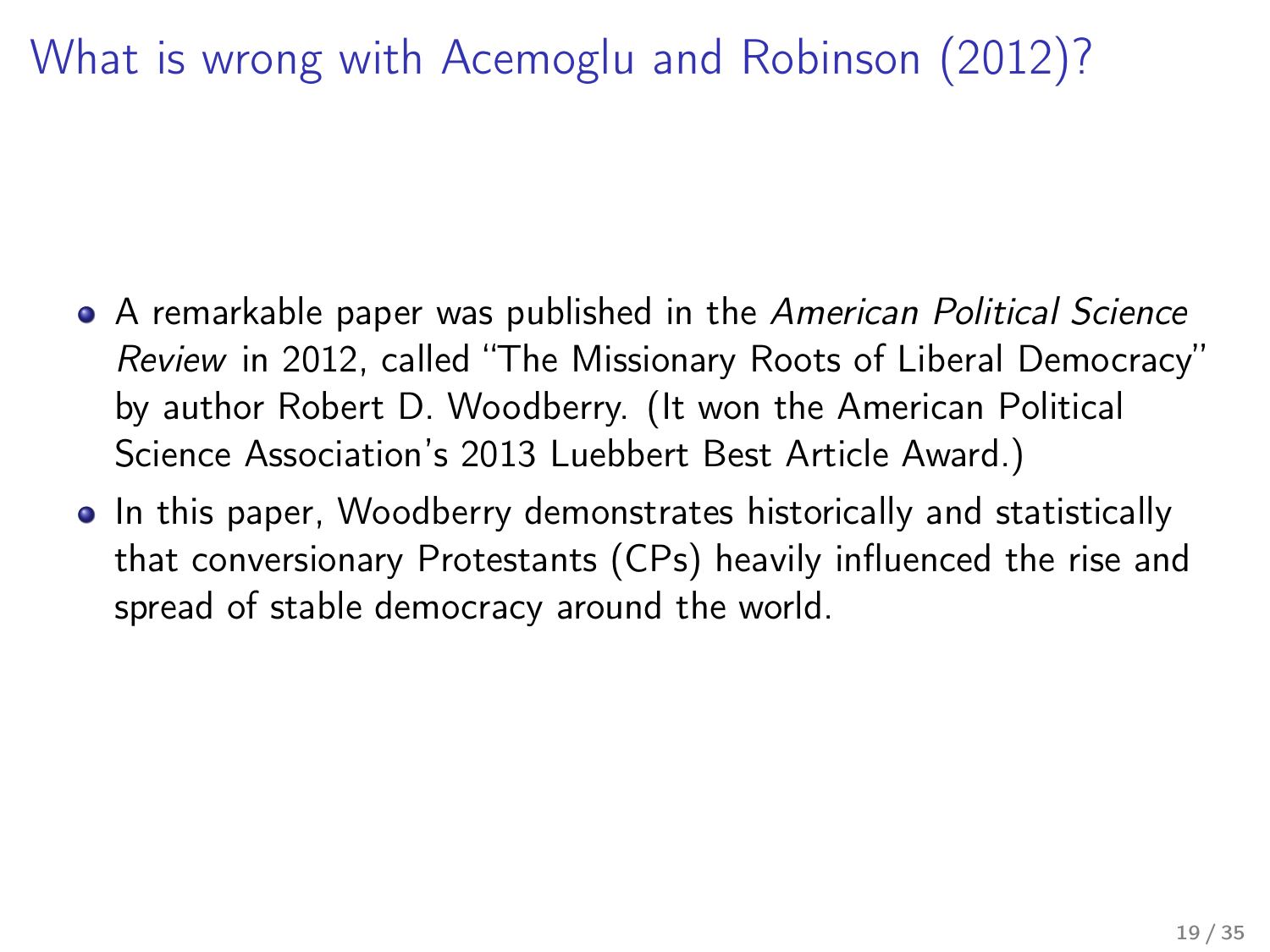# What is wrong with Acemoglu and Robinson (2012)?

- A remarkable paper was published in the *American Political Science Review* in 2012, called "The Missionary Roots of Liberal Democracy" by author Robert D. Woodberry. (It won the American Political Science Association's 2013 Luebbert Best Article Award.)
- In this paper, Woodberry demonstrates historically and statistically that conversionary Protestants (CPs) heavily influenced the rise and spread of stable democracy around the world.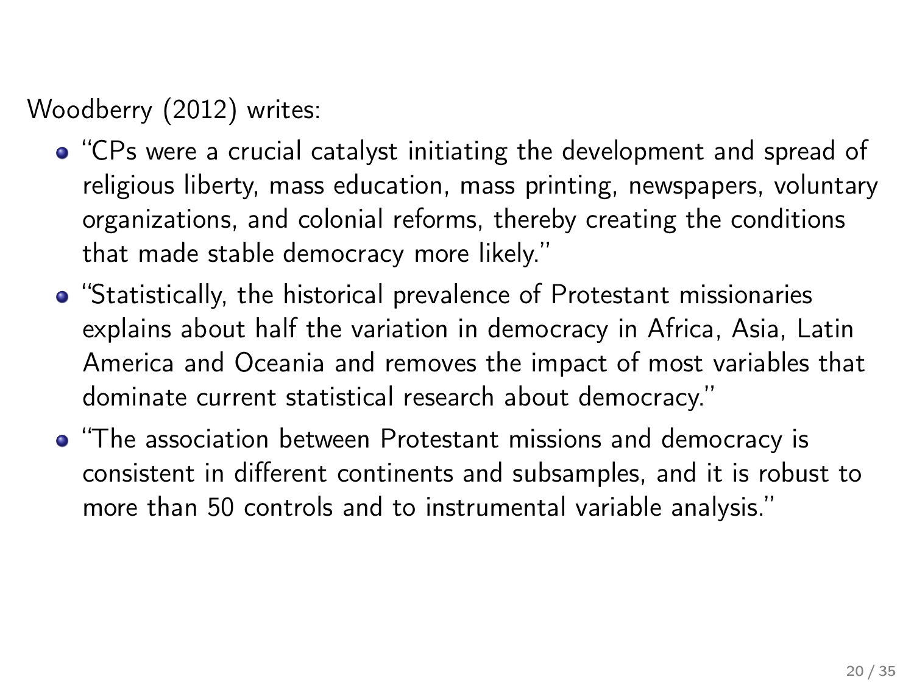Woodberry (2012) writes:

- "CPs were a crucial catalyst initiating the development and spread of religious liberty, mass education, mass printing, newspapers, voluntary organizations, and colonial reforms, thereby creating the conditions that made stable democracy more likely."
- "Statistically, the historical prevalence of Protestant missionaries explains about half the variation in democracy in Africa, Asia, Latin America and Oceania and removes the impact of most variables that dominate current statistical research about democracy."
- "The association between Protestant missions and democracy is consistent in different continents and subsamples, and it is robust to more than 50 controls and to instrumental variable analysis."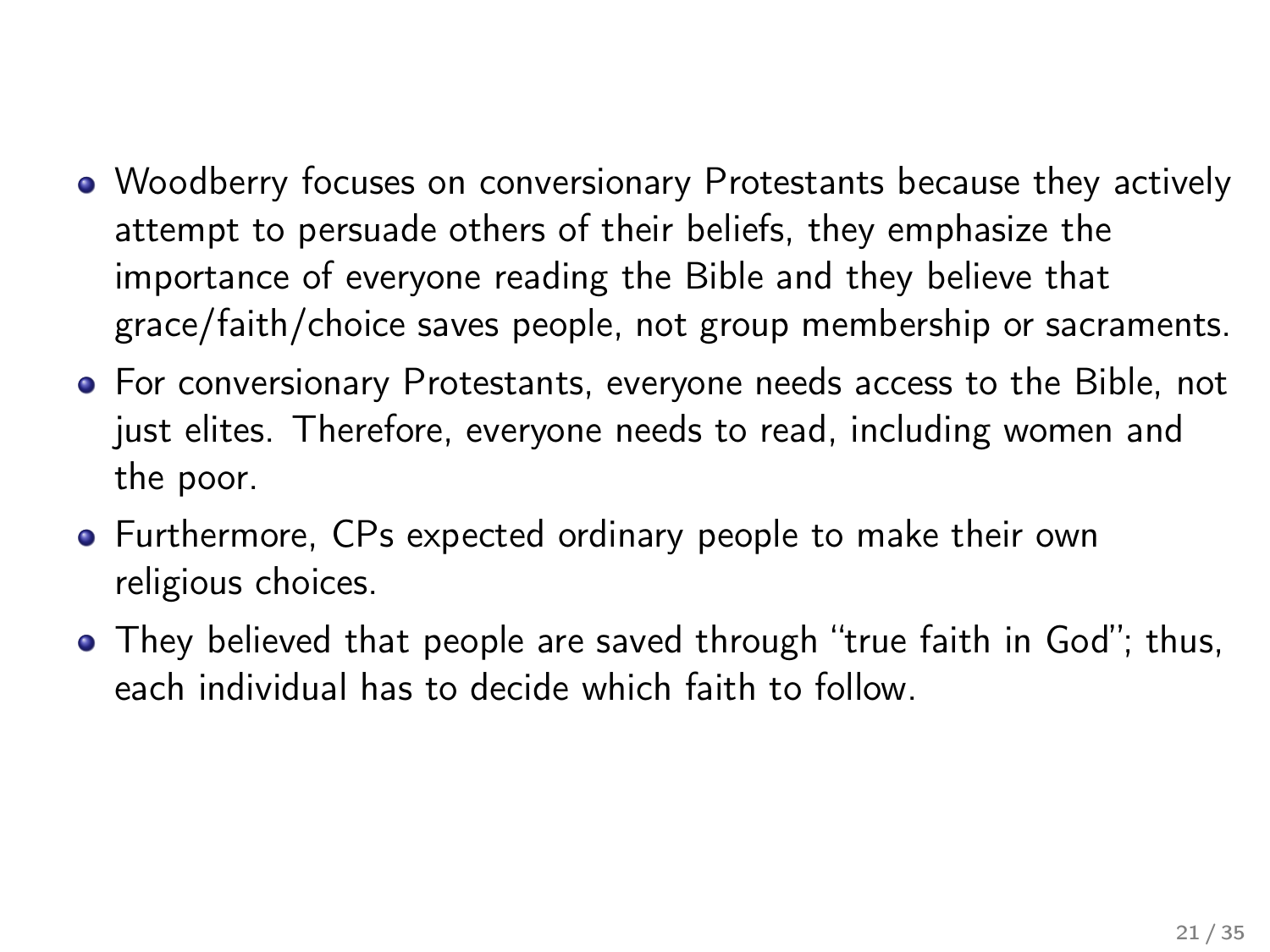- Woodberry focuses on conversionary Protestants because they actively attempt to persuade others of their beliefs, they emphasize the importance of everyone reading the Bible and they believe that grace/faith/choice saves people, not group membership or sacraments.
- For conversionary Protestants, everyone needs access to the Bible, not just elites. Therefore, everyone needs to read, including women and the poor.
- Furthermore, CPs expected ordinary people to make their own religious choices.
- They believed that people are saved through "true faith in God"; thus, each individual has to decide which faith to follow.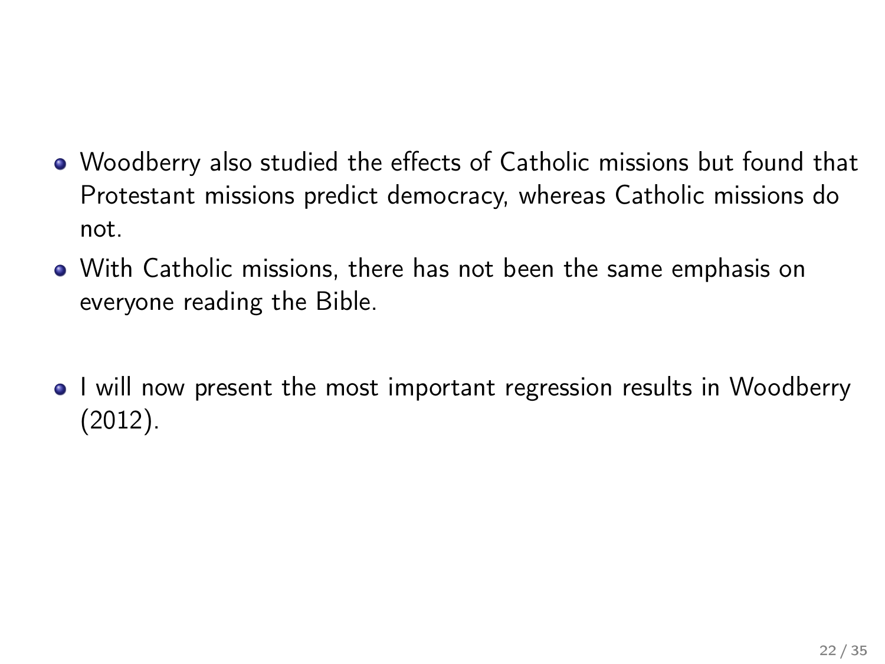- Woodberry also studied the effects of Catholic missions but found that Protestant missions predict democracy, whereas Catholic missions do not.
- With Catholic missions, there has not been the same emphasis on everyone reading the Bible.

- I will now present the most important regression results in Woodberry (2012).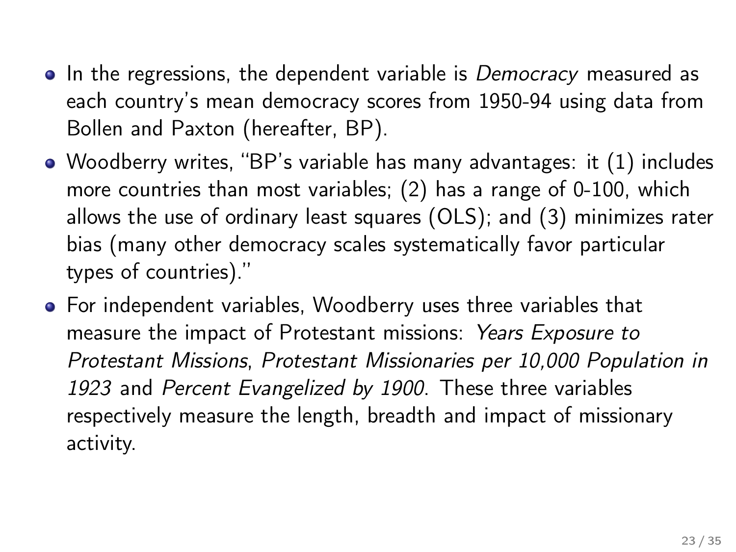- In the regressions, the dependent variable is *Democracy* measured as each country's mean democracy scores from 1950-94 using data from Bollen and Paxton (hereafter, BP).
- Woodberry writes, "BP's variable has many advantages: it (1) includes more countries than most variables; (2) has a range of 0-100, which allows the use of ordinary least squares (OLS); and (3) minimizes rater bias (many other democracy scales systematically favor particular types of countries)."
- For independent variables, Woodberry uses three variables that measure the impact of Protestant missions: *Years Exposure to Protestant Missions*, *Protestant Missionaries per 10,000 Population in 1923* and *Percent Evangelized by 1900*. These three variables respectively measure the length, breadth and impact of missionary activity.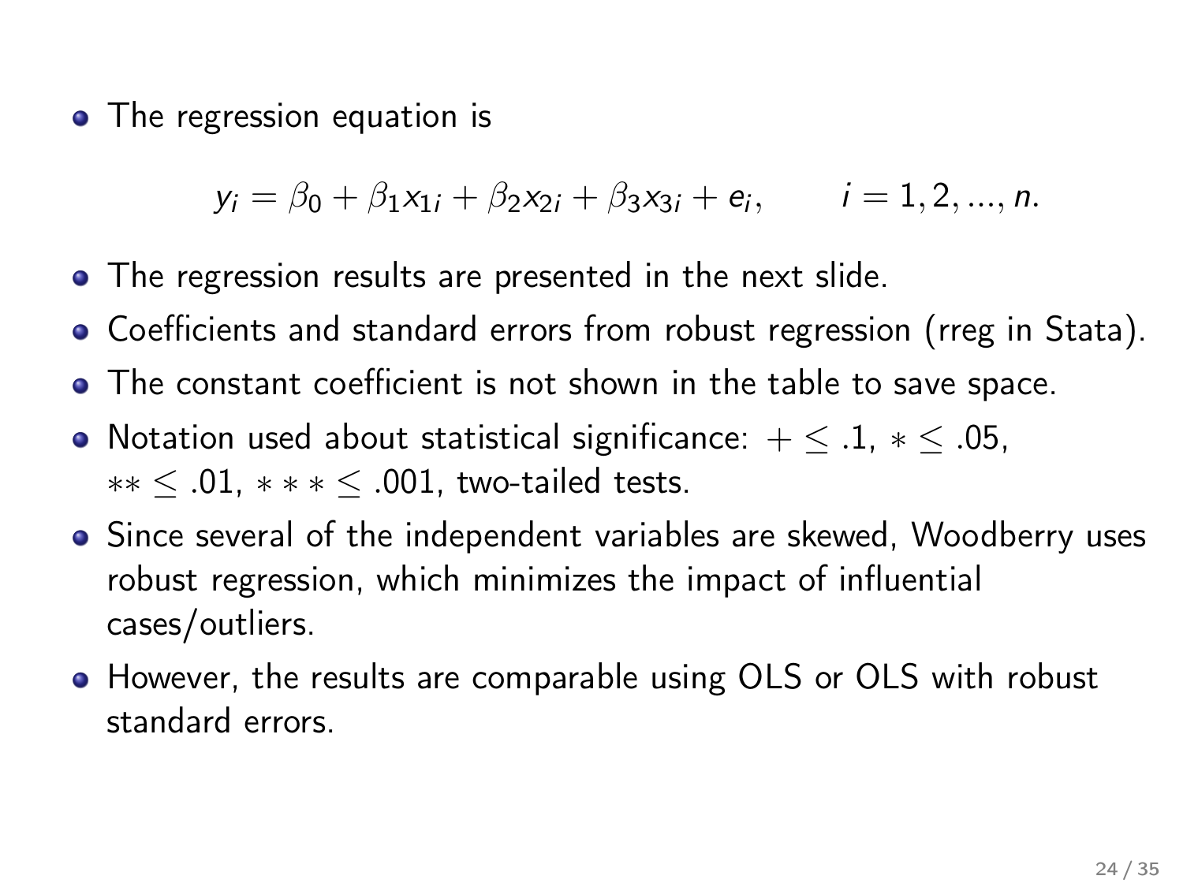- The regression equation is

$$y_i = \beta_0 + \beta_1 x_{1i} + \beta_2 x_{2i} + \beta_3 x_{3i} + e_i, \qquad i = 1, 2, ..., n.$$

- The regression results are presented in the next slide.
- Coefficients and standard errors from robust regression (rreg in Stata).
- The constant coefficient is not shown in the table to save space.
- Notation used about statistical significance: $+ \leq .1$, $* \leq .05$, $** \leq .01$, $*** \leq .001$, two-tailed tests.
- Since several of the independent variables are skewed, Woodberry uses robust regression, which minimizes the impact of influential cases/outliers.
- However, the results are comparable using OLS or OLS with robust standard errors.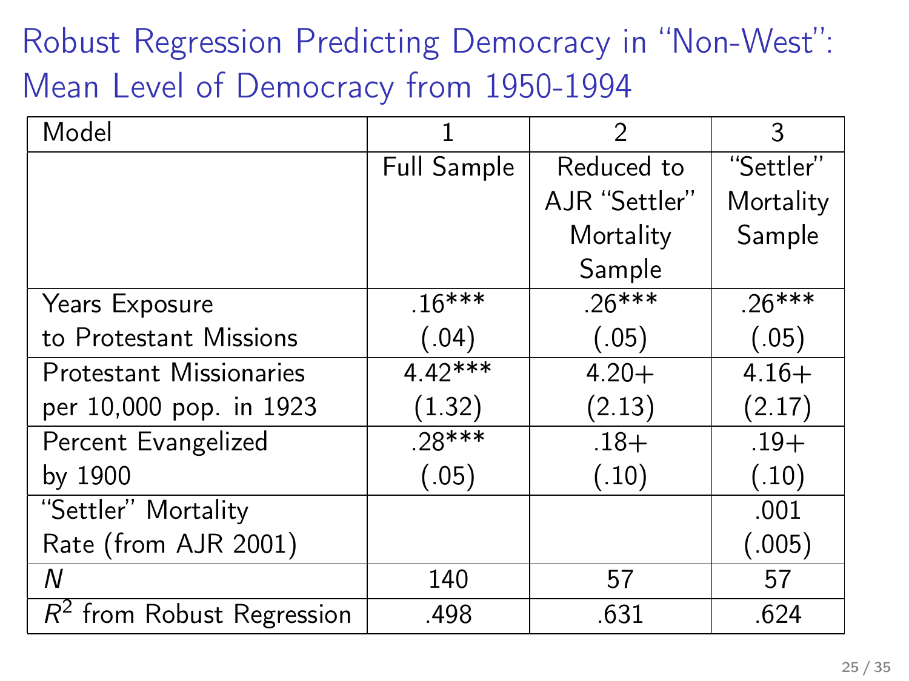# Robust Regression Predicting Democracy in "Non-West": Mean Level of Democracy from 1950-1994

| Model | 1 | 2 | 3 |
|---|---|---|---|
| | Full Sample | Reduced to AJR "Settler" Mortality Sample | "Settler" Mortality Sample |
| Years Exposure to Protestant Missions | .16*** (.04) | .26*** (.05) | .26*** (.05) |
| Protestant Missionaries per 10,000 pop. in 1923 | 4.42*** (1.32) | 4.20+ (2.13) | 4.16+ (2.17) |
| Percent Evangelized by 1900 | .28*** (.05) | .18+ (.10) | .19+ (.10) |
| "Settler" Mortality Rate (from AJR 2001) | | | .001 (.005) |
| *N* | 140 | 57 | 57 |
| $R^2$ from Robust Regression | .498 | .631 | .624 |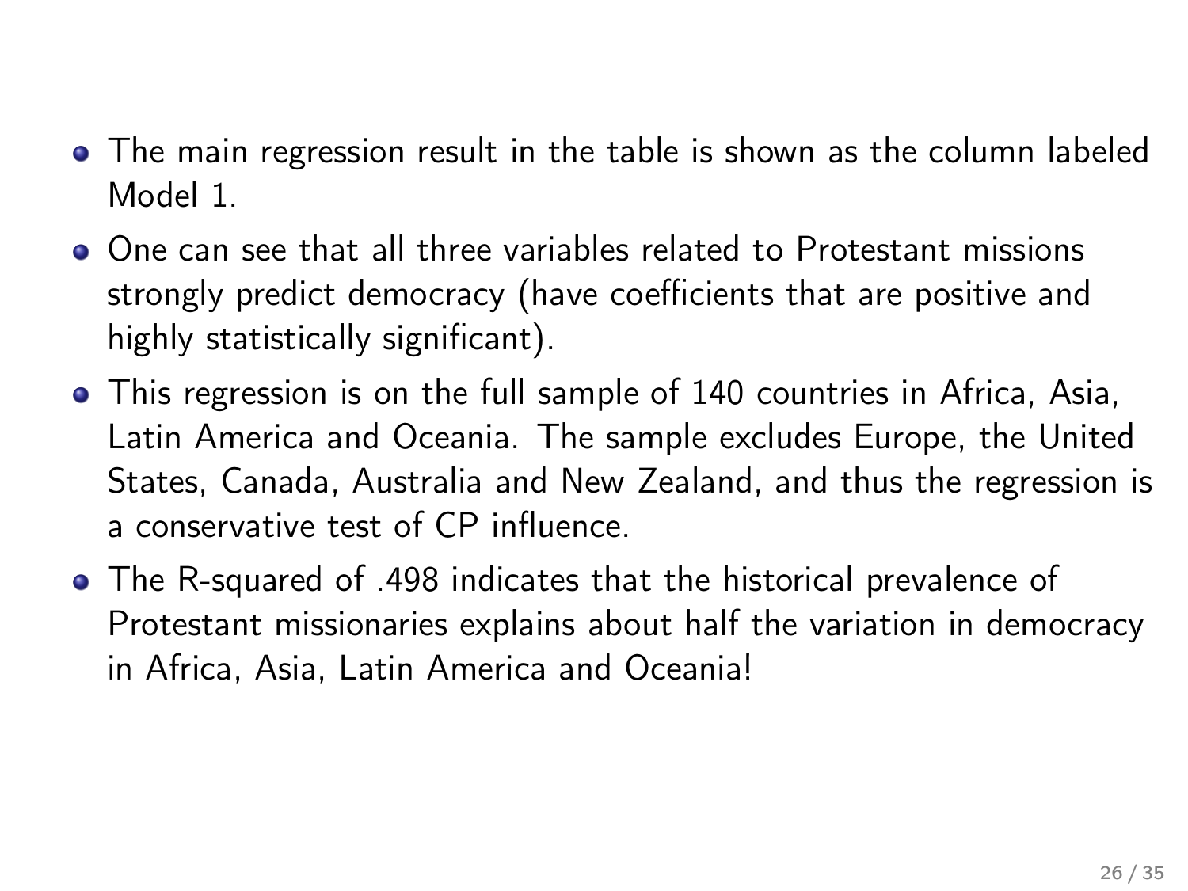- The main regression result in the table is shown as the column labeled Model 1.
- One can see that all three variables related to Protestant missions strongly predict democracy (have coefficients that are positive and highly statistically significant).
- This regression is on the full sample of 140 countries in Africa, Asia, Latin America and Oceania. The sample excludes Europe, the United States, Canada, Australia and New Zealand, and thus the regression is a conservative test of CP influence.
- The R-squared of .498 indicates that the historical prevalence of Protestant missionaries explains about half the variation in democracy in Africa, Asia, Latin America and Oceania!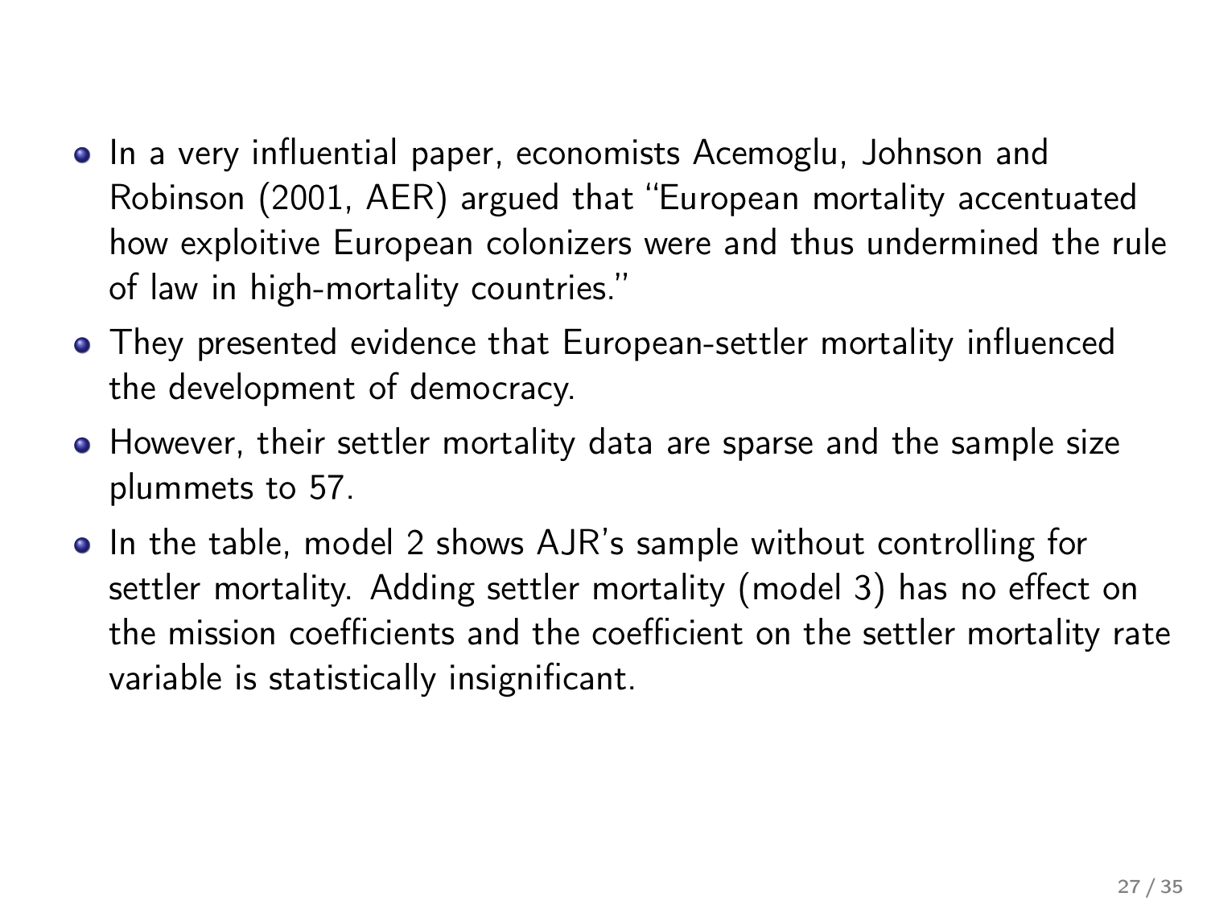- In a very influential paper, economists Acemoglu, Johnson and Robinson (2001, AER) argued that "European mortality accentuated how exploitive European colonizers were and thus undermined the rule of law in high-mortality countries."
- They presented evidence that European-settler mortality influenced the development of democracy.
- However, their settler mortality data are sparse and the sample size plummets to 57.
- In the table, model 2 shows AJR's sample without controlling for settler mortality. Adding settler mortality (model 3) has no effect on the mission coefficients and the coefficient on the settler mortality rate variable is statistically insignificant.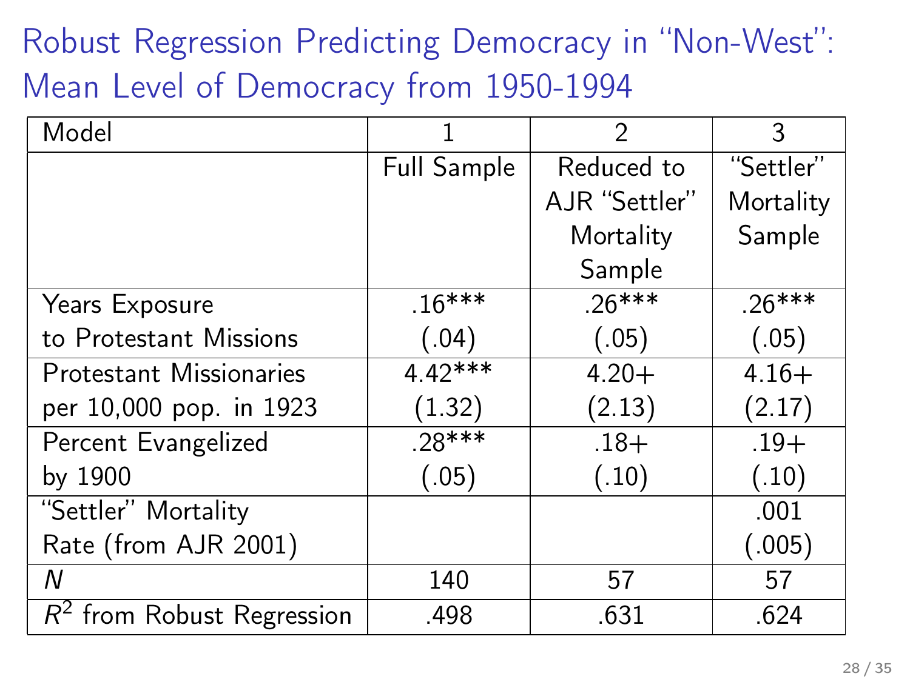# Robust Regression Predicting Democracy in "Non-West": Mean Level of Democracy from 1950-1994

| Model | 1 | 2 | 3 |
|---|---|---|---|
| | Full Sample | Reduced to AJR "Settler" Mortality Sample | "Settler" Mortality Sample |
| Years Exposure to Protestant Missions | .16*** (.04) | .26*** (.05) | .26*** (.05) |
| Protestant Missionaries per 10,000 pop. in 1923 | 4.42*** (1.32) | 4.20+ (2.13) | 4.16+ (2.17) |
| Percent Evangelized by 1900 | .28*** (.05) | .18+ (.10) | .19+ (.10) |
| "Settler" Mortality Rate (from AJR 2001) | | | .001 (.005) |
| *N* | 140 | 57 | 57 |
| $R^2$ from Robust Regression | .498 | .631 | .624 |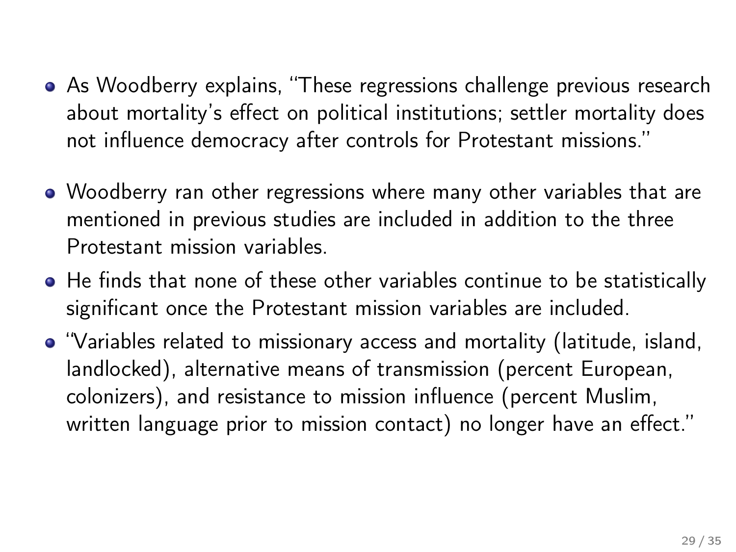- As Woodberry explains, "These regressions challenge previous research about mortality's effect on political institutions; settler mortality does not influence democracy after controls for Protestant missions."
- Woodberry ran other regressions where many other variables that are mentioned in previous studies are included in addition to the three Protestant mission variables.
- He finds that none of these other variables continue to be statistically significant once the Protestant mission variables are included.
- "Variables related to missionary access and mortality (latitude, island, landlocked), alternative means of transmission (percent European, colonizers), and resistance to mission influence (percent Muslim, written language prior to mission contact) no longer have an effect."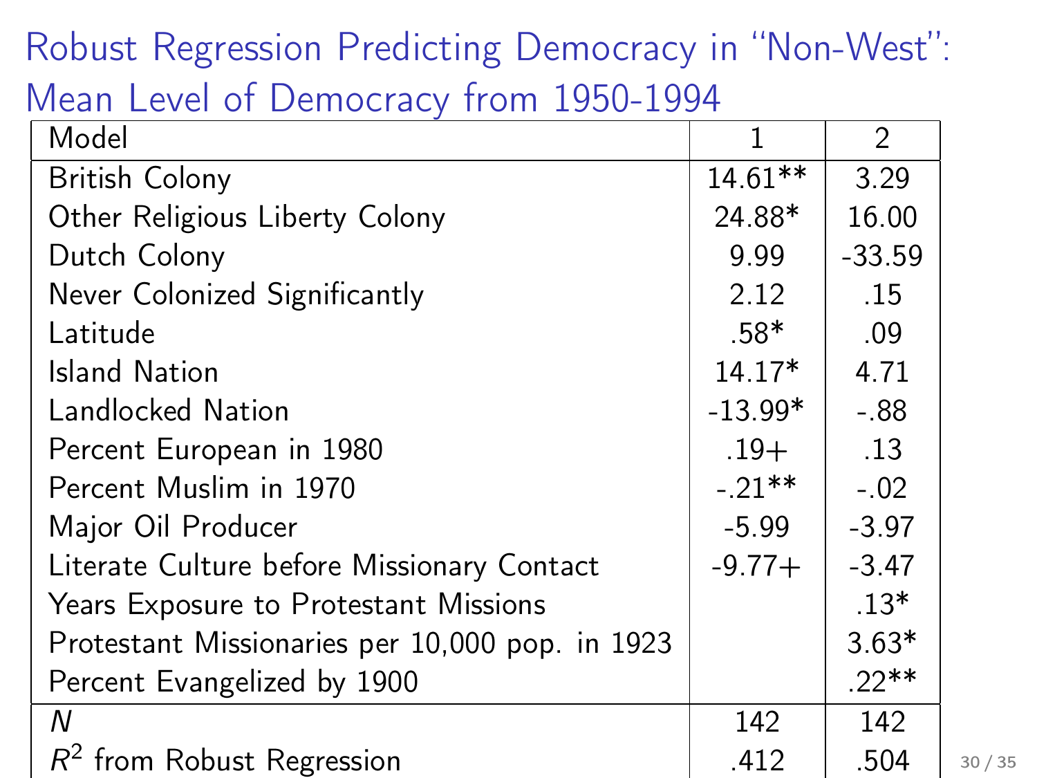# Robust Regression Predicting Democracy in "Non-West": Mean Level of Democracy from 1950-1994

| Model | 1 | 2 |
|---|---|---|
| British Colony | 14.61** | 3.29 |
| Other Religious Liberty Colony | 24.88* | 16.00 |
| Dutch Colony | 9.99 | -33.59 |
| Never Colonized Significantly | 2.12 | .15 |
| Latitude | .58* | .09 |
| Island Nation | 14.17* | 4.71 |
| Landlocked Nation | -13.99* | -.88 |
| Percent European in 1980 | .19+ | .13 |
| Percent Muslim in 1970 | -.21** | -.02 |
| Major Oil Producer | -5.99 | -3.97 |
| Literate Culture before Missionary Contact | -9.77+ | -3.47 |
| Years Exposure to Protestant Missions | | .13* |
| Protestant Missionaries per 10,000 pop. in 1923 | | 3.63* |
| Percent Evangelized by 1900 | | .22** |
| *N* | 142 | 142 |
| $R^2$ from Robust Regression | .412 | .504 |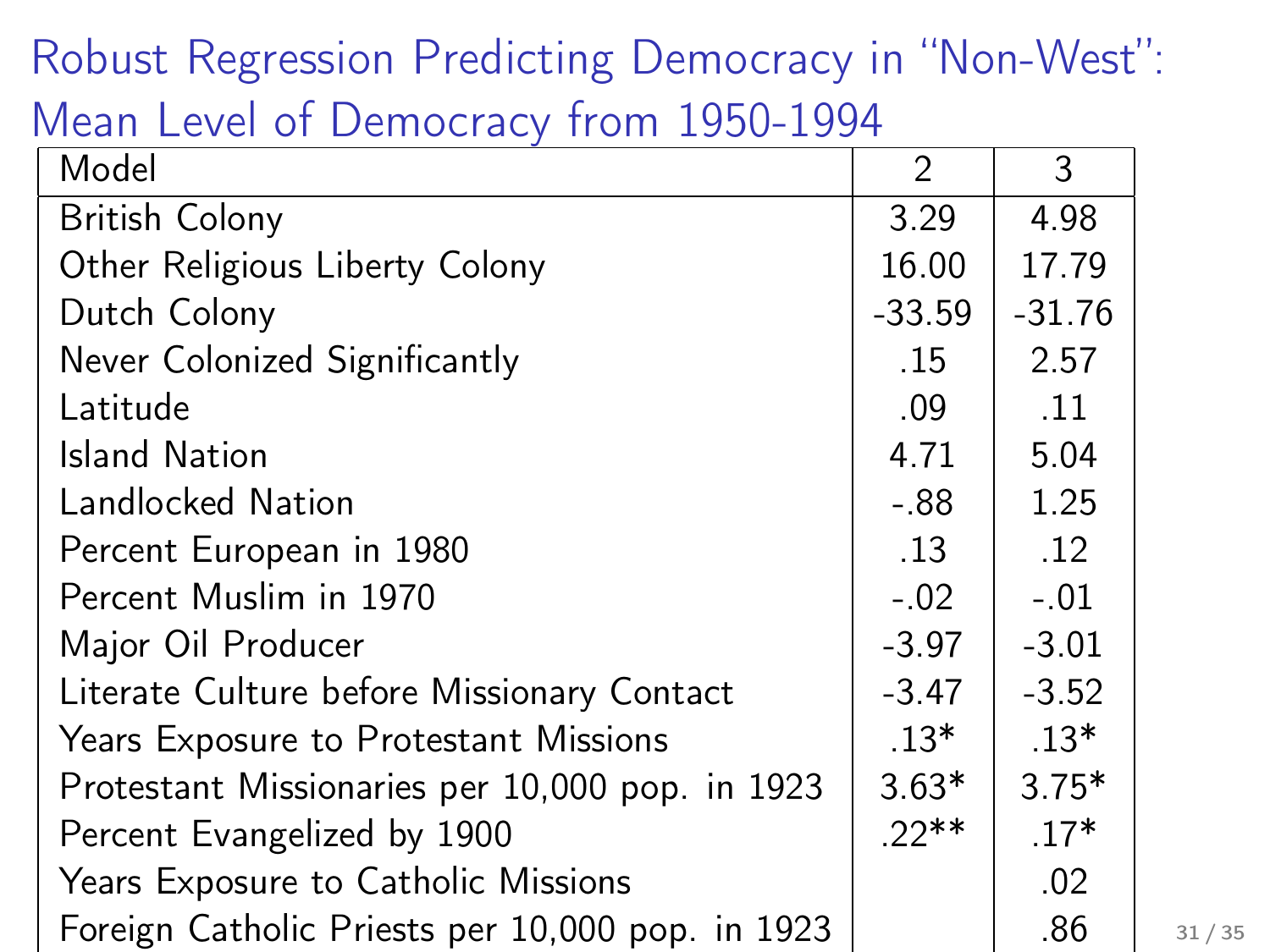# Robust Regression Predicting Democracy in "Non-West": Mean Level of Democracy from 1950-1994

| Model | 2 | 3 |
|---|---|---|
| British Colony | 3.29 | 4.98 |
| Other Religious Liberty Colony | 16.00 | 17.79 |
| Dutch Colony | -33.59 | -31.76 |
| Never Colonized Significantly | .15 | 2.57 |
| Latitude | .09 | .11 |
| Island Nation | 4.71 | 5.04 |
| Landlocked Nation | -.88 | 1.25 |
| Percent European in 1980 | .13 | .12 |
| Percent Muslim in 1970 | -.02 | -.01 |
| Major Oil Producer | -3.97 | -3.01 |
| Literate Culture before Missionary Contact | -3.47 | -3.52 |
| Years Exposure to Protestant Missions | .13* | .13* |
| Protestant Missionaries per 10,000 pop. in 1923 | 3.63* | 3.75* |
| Percent Evangelized by 1900 | .22** | .17* |
| Years Exposure to Catholic Missions | | .02 |
| Foreign Catholic Priests per 10,000 pop. in 1923 | | .86 |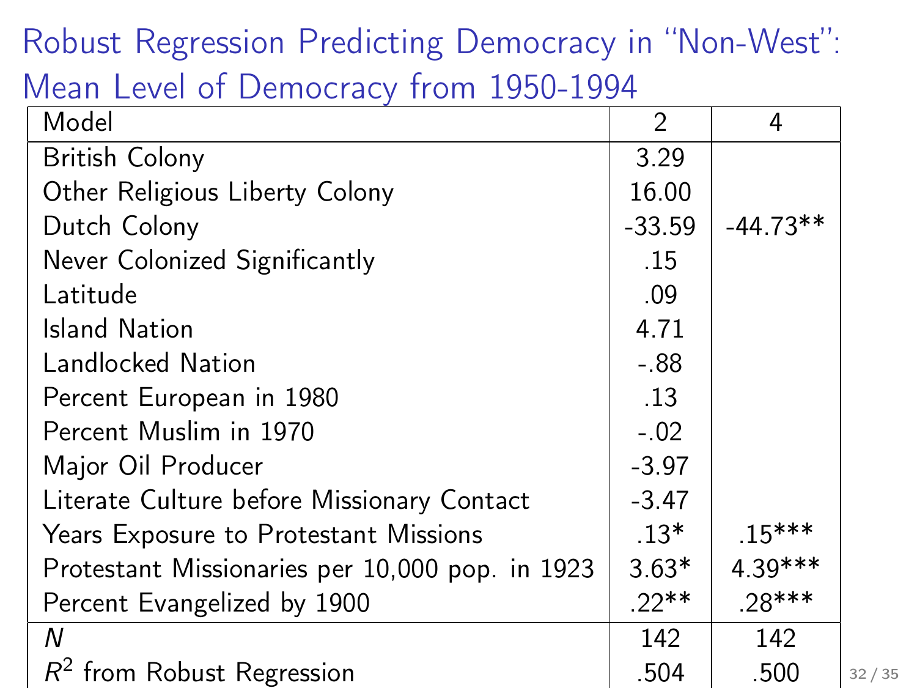# Robust Regression Predicting Democracy in "Non-West": Mean Level of Democracy from 1950-1994

| Model | 2 | 4 |
|---|---|---|
| British Colony | 3.29 | |
| Other Religious Liberty Colony | 16.00 | |
| Dutch Colony | -33.59 | -44.73** |
| Never Colonized Significantly | .15 | |
| Latitude | .09 | |
| Island Nation | 4.71 | |
| Landlocked Nation | -.88 | |
| Percent European in 1980 | .13 | |
| Percent Muslim in 1970 | -.02 | |
| Major Oil Producer | -3.97 | |
| Literate Culture before Missionary Contact | -3.47 | |
| Years Exposure to Protestant Missions | .13* | .15*** |
| Protestant Missionaries per 10,000 pop. in 1923 | 3.63* | 4.39*** |
| Percent Evangelized by 1900 | .22** | .28*** |
| $N$ | 142 | 142 |
| $R^2$ from Robust Regression | .504 | .500 |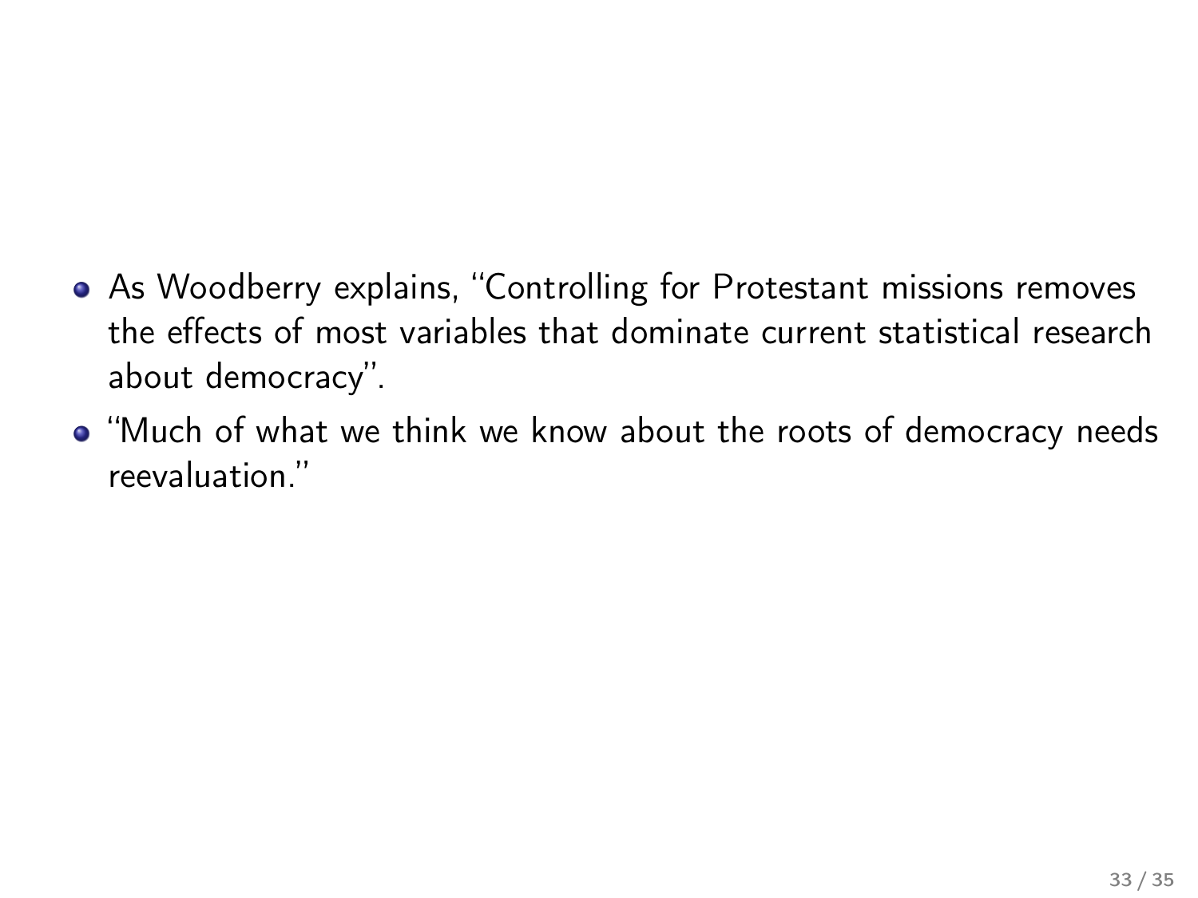- As Woodberry explains, "Controlling for Protestant missions removes the effects of most variables that dominate current statistical research about democracy".
- "Much of what we think we know about the roots of democracy needs reevaluation."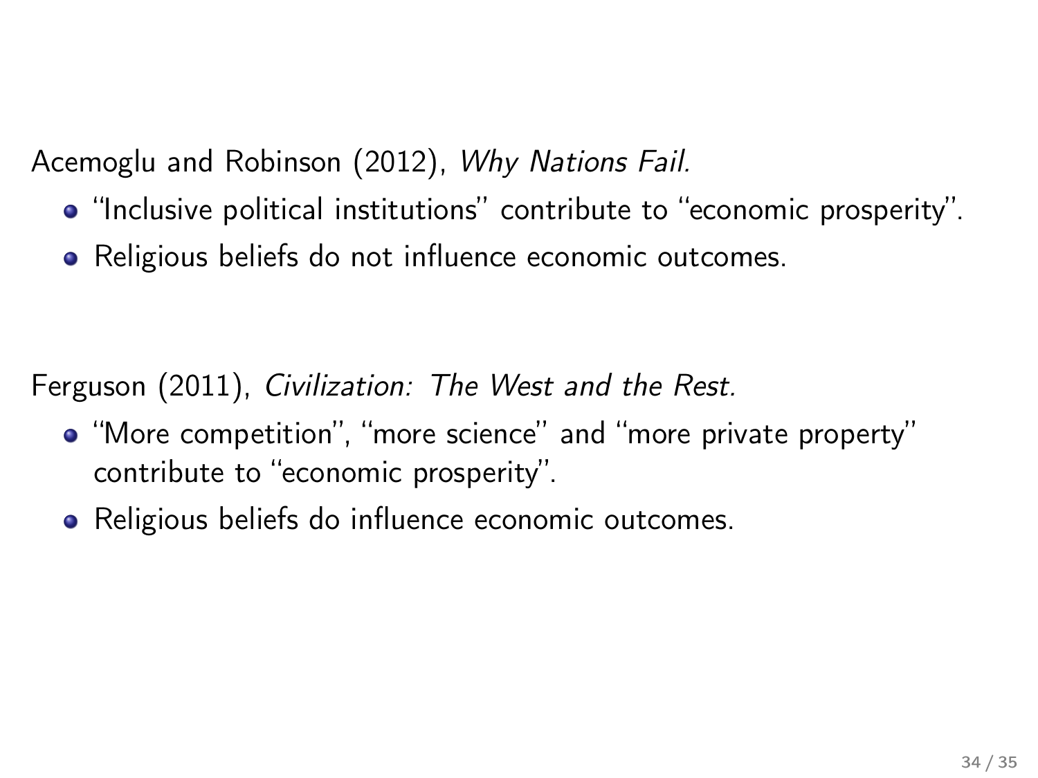Acemoglu and Robinson (2012), *Why Nations Fail.*

- "Inclusive political institutions" contribute to "economic prosperity".
- Religious beliefs do not influence economic outcomes.

Ferguson (2011), *Civilization: The West and the Rest.*

- "More competition", "more science" and "more private property" contribute to "economic prosperity".
- Religious beliefs do influence economic outcomes.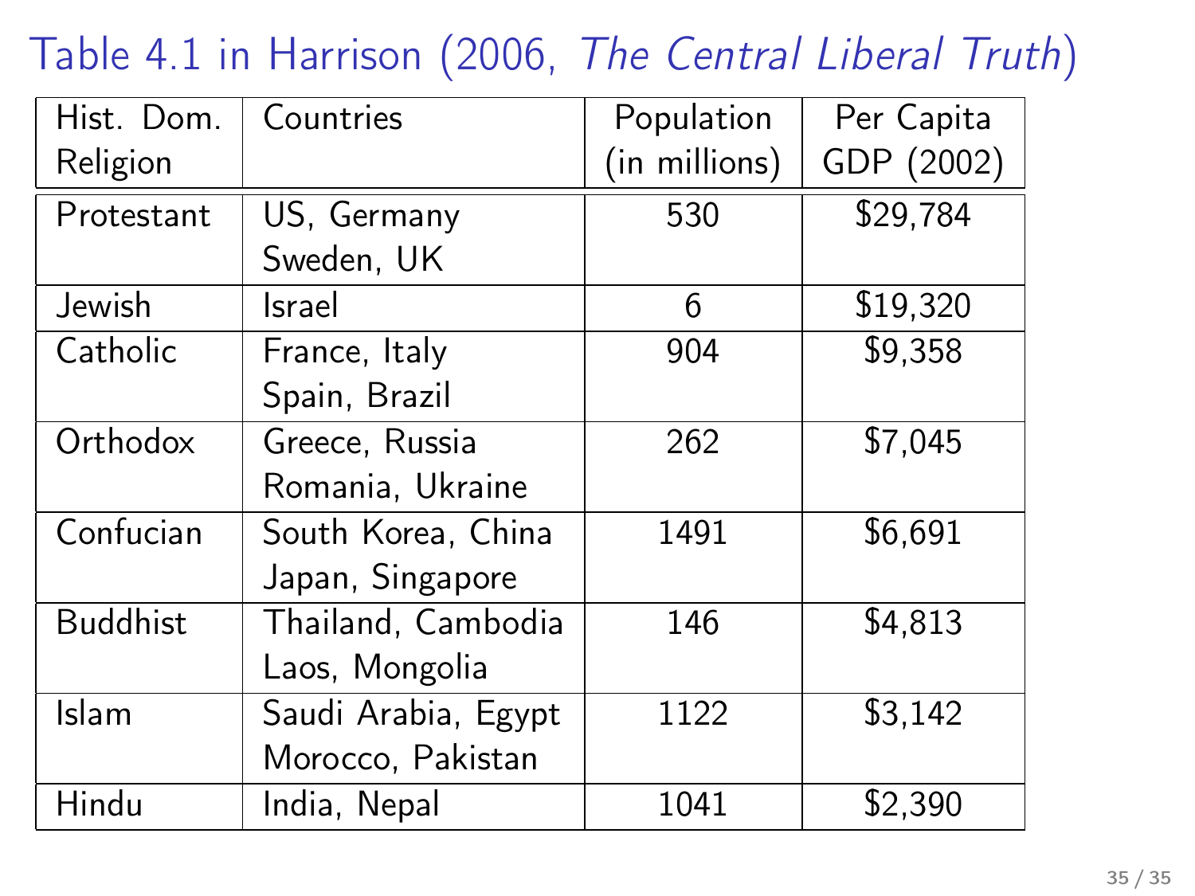# Table 4.1 in Harrison (2006, *The Central Liberal Truth*)

| Hist. Dom. Religion | Countries | Population (in millions) | Per Capita GDP (2002) |
|---|---|---|---|
| Protestant | US, Germany Sweden, UK | 530 | $29,784 |
| Jewish | Israel | 6 | $19,320 |
| Catholic | France, Italy Spain, Brazil | 904 | $9,358 |
| Orthodox | Greece, Russia Romania, Ukraine | 262 | $7,045 |
| Confucian | South Korea, China Japan, Singapore | 1491 | $6,691 |
| Buddhist | Thailand, Cambodia Laos, Mongolia | 146 | $4,813 |
| Islam | Saudi Arabia, Egypt Morocco, Pakistan | 1122 | $3,142 |
| Hindu | India, Nepal | 1041 | $2,390 |